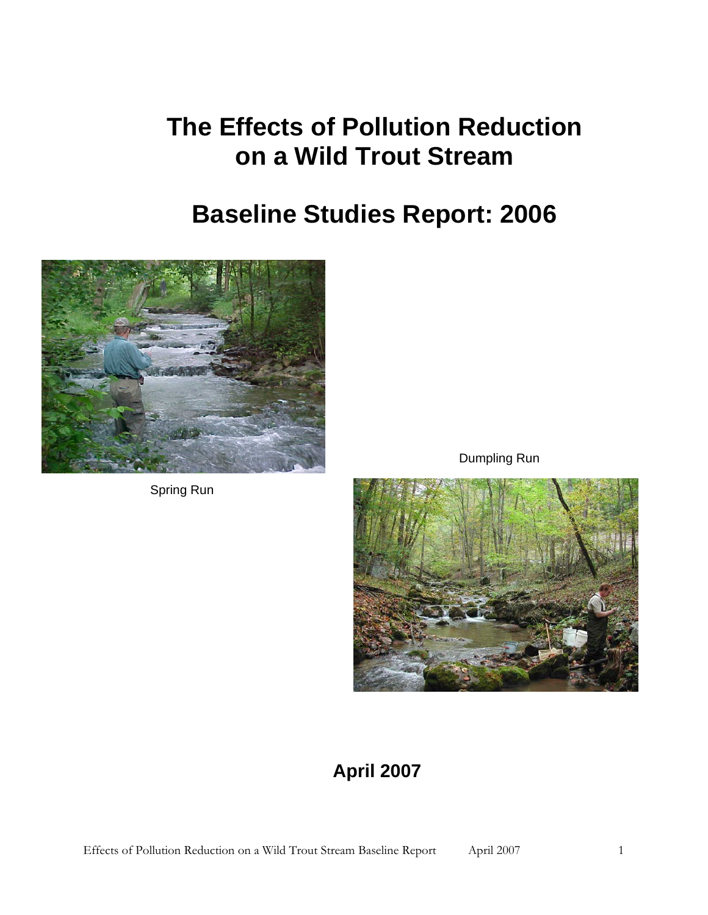# The Effects of Pollution Reduction on a Wild Trout Stream

# Baseline Studies Report: 2006

Spring Run

Dumpling Run

**April 2007**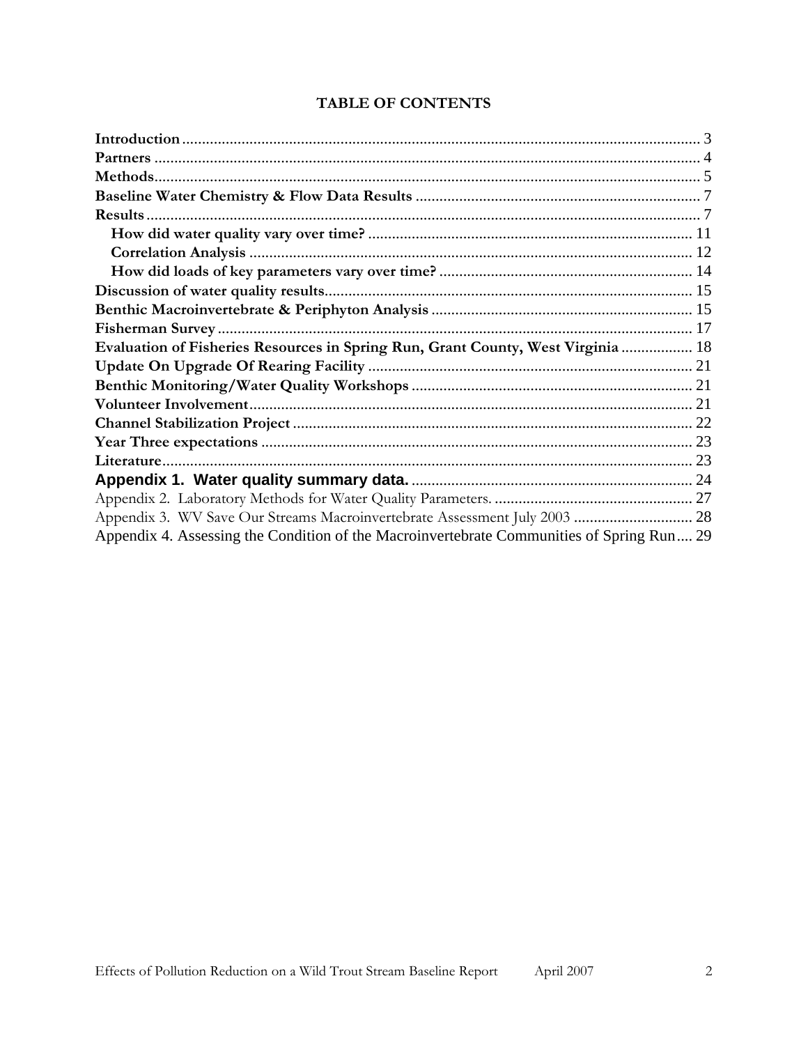# TABLE OF CONTENTS

**Introduction** ... 3
**Partners** ... 4
**Methods** ... 5
**Baseline Water Chemistry & Flow Data Results** ... 7
**Results** ... 7
  **How did water quality vary over time?** ... 11
  **Correlation Analysis** ... 12
  **How did loads of key parameters vary over time?** ... 14
**Discussion of water quality results** ... 15
**Benthic Macroinvertebrate & Periphyton Analysis** ... 15
**Fisherman Survey** ... 17
**Evaluation of Fisheries Resources in Spring Run, Grant County, West Virginia** ... 18
**Update On Upgrade Of Rearing Facility** ... 21
**Benthic Monitoring/Water Quality Workshops** ... 21
**Volunteer Involvement** ... 21
**Channel Stabilization Project** ... 22
**Year Three expectations** ... 23
**Literature** ... 23
**Appendix 1. Water quality summary data.** ... 24
Appendix 2. Laboratory Methods for Water Quality Parameters. ... 27
Appendix 3. WV Save Our Streams Macroinvertebrate Assessment July 2003 ... 28
Appendix 4. Assessing the Condition of the Macroinvertebrate Communities of Spring Run ... 29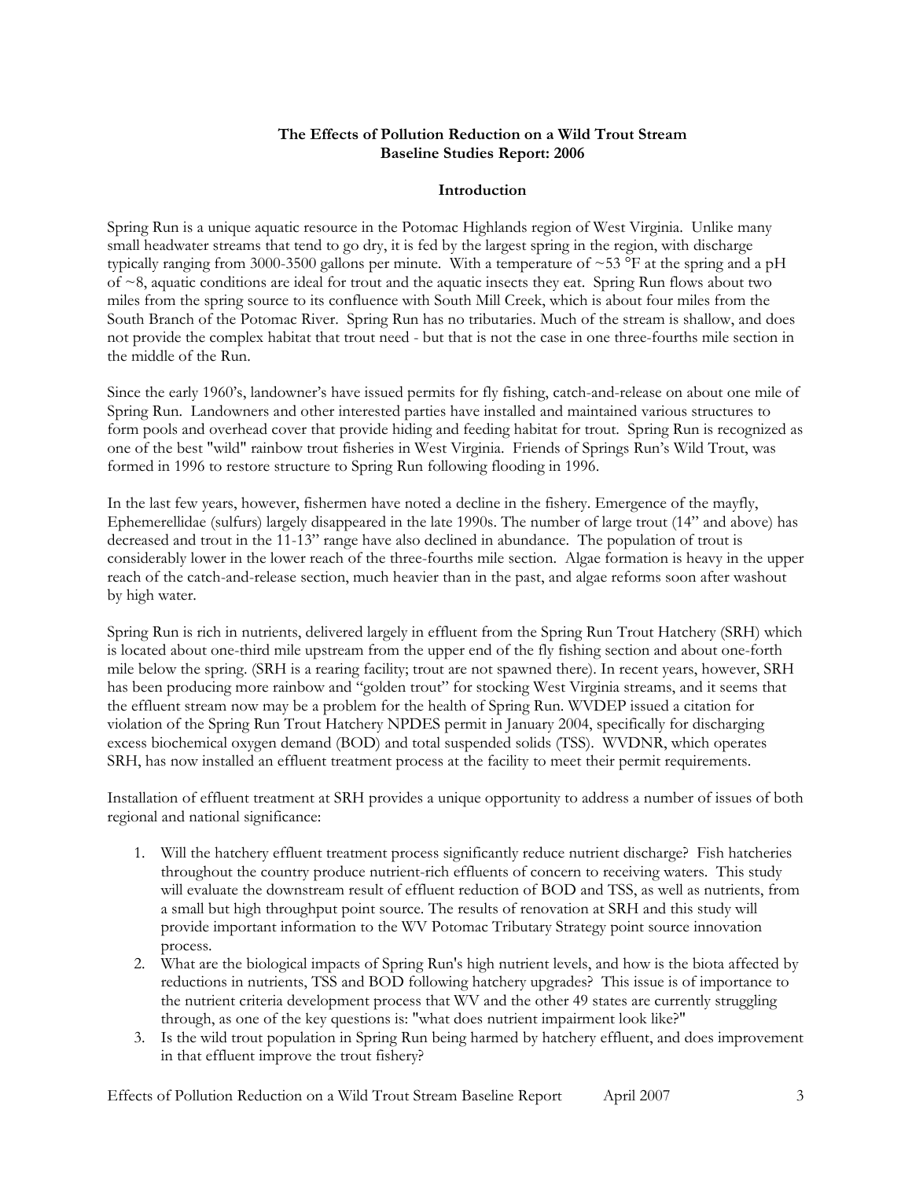**The Effects of Pollution Reduction on a Wild Trout Stream**
**Baseline Studies Report: 2006**

## Introduction

Spring Run is a unique aquatic resource in the Potomac Highlands region of West Virginia. Unlike many small headwater streams that tend to go dry, it is fed by the largest spring in the region, with discharge typically ranging from 3000-3500 gallons per minute. With a temperature of ~53 °F at the spring and a pH of ~8, aquatic conditions are ideal for trout and the aquatic insects they eat. Spring Run flows about two miles from the spring source to its confluence with South Mill Creek, which is about four miles from the South Branch of the Potomac River. Spring Run has no tributaries. Much of the stream is shallow, and does not provide the complex habitat that trout need - but that is not the case in one three-fourths mile section in the middle of the Run.

Since the early 1960's, landowner's have issued permits for fly fishing, catch-and-release on about one mile of Spring Run. Landowners and other interested parties have installed and maintained various structures to form pools and overhead cover that provide hiding and feeding habitat for trout. Spring Run is recognized as one of the best "wild" rainbow trout fisheries in West Virginia. Friends of Springs Run's Wild Trout, was formed in 1996 to restore structure to Spring Run following flooding in 1996.

In the last few years, however, fishermen have noted a decline in the fishery. Emergence of the mayfly, Ephemerellidae (sulfurs) largely disappeared in the late 1990s. The number of large trout (14" and above) has decreased and trout in the 11-13" range have also declined in abundance. The population of trout is considerably lower in the lower reach of the three-fourths mile section. Algae formation is heavy in the upper reach of the catch-and-release section, much heavier than in the past, and algae reforms soon after washout by high water.

Spring Run is rich in nutrients, delivered largely in effluent from the Spring Run Trout Hatchery (SRH) which is located about one-third mile upstream from the upper end of the fly fishing section and about one-forth mile below the spring. (SRH is a rearing facility; trout are not spawned there). In recent years, however, SRH has been producing more rainbow and "golden trout" for stocking West Virginia streams, and it seems that the effluent stream now may be a problem for the health of Spring Run. WVDEP issued a citation for violation of the Spring Run Trout Hatchery NPDES permit in January 2004, specifically for discharging excess biochemical oxygen demand (BOD) and total suspended solids (TSS). WVDNR, which operates SRH, has now installed an effluent treatment process at the facility to meet their permit requirements.

Installation of effluent treatment at SRH provides a unique opportunity to address a number of issues of both regional and national significance:

1. Will the hatchery effluent treatment process significantly reduce nutrient discharge? Fish hatcheries throughout the country produce nutrient-rich effluents of concern to receiving waters. This study will evaluate the downstream result of effluent reduction of BOD and TSS, as well as nutrients, from a small but high throughput point source. The results of renovation at SRH and this study will provide important information to the WV Potomac Tributary Strategy point source innovation process.
2. What are the biological impacts of Spring Run's high nutrient levels, and how is the biota affected by reductions in nutrients, TSS and BOD following hatchery upgrades? This issue is of importance to the nutrient criteria development process that WV and the other 49 states are currently struggling through, as one of the key questions is: "what does nutrient impairment look like?"
3. Is the wild trout population in Spring Run being harmed by hatchery effluent, and does improvement in that effluent improve the trout fishery?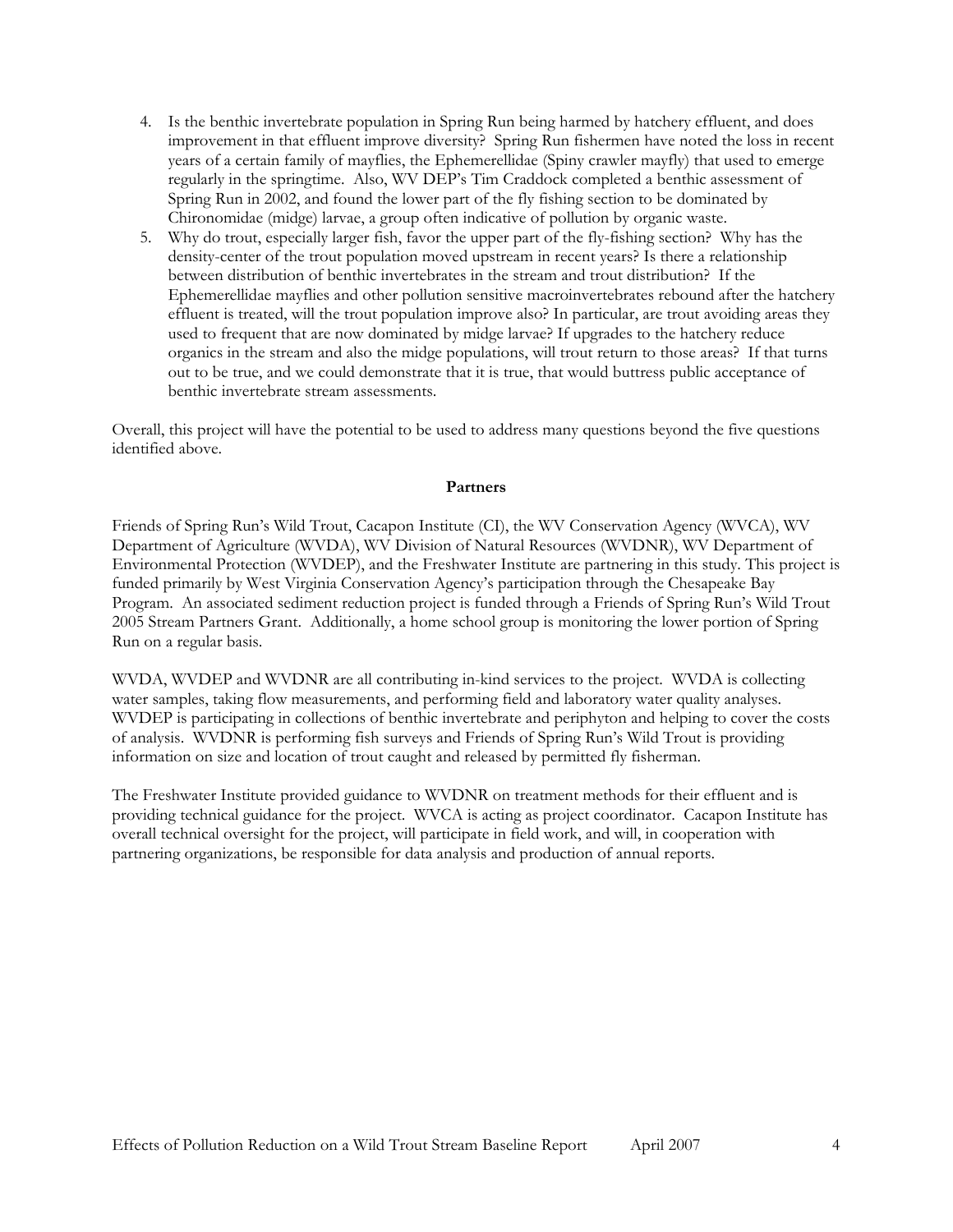4. Is the benthic invertebrate population in Spring Run being harmed by hatchery effluent, and does improvement in that effluent improve diversity? Spring Run fishermen have noted the loss in recent years of a certain family of mayflies, the Ephemerellidae (Spiny crawler mayfly) that used to emerge regularly in the springtime. Also, WV DEP's Tim Craddock completed a benthic assessment of Spring Run in 2002, and found the lower part of the fly fishing section to be dominated by Chironomidae (midge) larvae, a group often indicative of pollution by organic waste.
5. Why do trout, especially larger fish, favor the upper part of the fly-fishing section? Why has the density-center of the trout population moved upstream in recent years? Is there a relationship between distribution of benthic invertebrates in the stream and trout distribution? If the Ephemerellidae mayflies and other pollution sensitive macroinvertebrates rebound after the hatchery effluent is treated, will the trout population improve also? In particular, are trout avoiding areas they used to frequent that are now dominated by midge larvae? If upgrades to the hatchery reduce organics in the stream and also the midge populations, will trout return to those areas? If that turns out to be true, and we could demonstrate that it is true, that would buttress public acceptance of benthic invertebrate stream assessments.

Overall, this project will have the potential to be used to address many questions beyond the five questions identified above.

## Partners

Friends of Spring Run's Wild Trout, Cacapon Institute (CI), the WV Conservation Agency (WVCA), WV Department of Agriculture (WVDA), WV Division of Natural Resources (WVDNR), WV Department of Environmental Protection (WVDEP), and the Freshwater Institute are partnering in this study. This project is funded primarily by West Virginia Conservation Agency's participation through the Chesapeake Bay Program. An associated sediment reduction project is funded through a Friends of Spring Run's Wild Trout 2005 Stream Partners Grant. Additionally, a home school group is monitoring the lower portion of Spring Run on a regular basis.

WVDA, WVDEP and WVDNR are all contributing in-kind services to the project. WVDA is collecting water samples, taking flow measurements, and performing field and laboratory water quality analyses. WVDEP is participating in collections of benthic invertebrate and periphyton and helping to cover the costs of analysis. WVDNR is performing fish surveys and Friends of Spring Run's Wild Trout is providing information on size and location of trout caught and released by permitted fly fisherman.

The Freshwater Institute provided guidance to WVDNR on treatment methods for their effluent and is providing technical guidance for the project. WVCA is acting as project coordinator. Cacapon Institute has overall technical oversight for the project, will participate in field work, and will, in cooperation with partnering organizations, be responsible for data analysis and production of annual reports.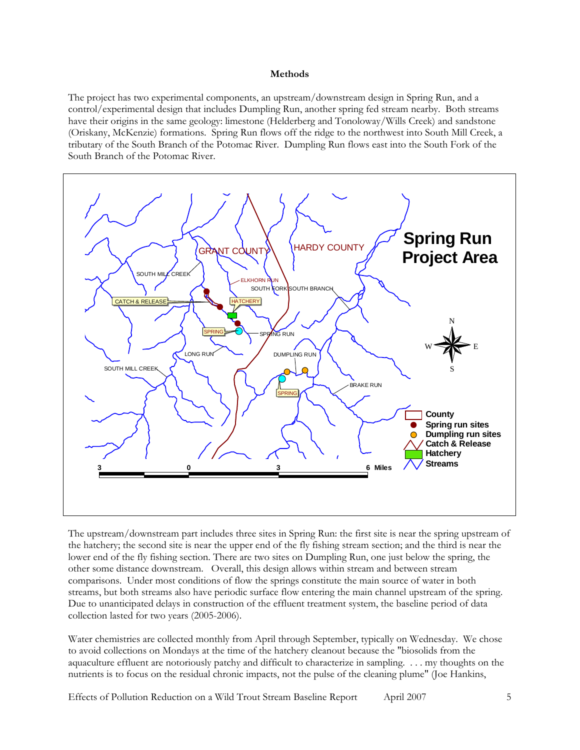**Methods**

The project has two experimental components, an upstream/downstream design in Spring Run, and a control/experimental design that includes Dumpling Run, another spring fed stream nearby. Both streams have their origins in the same geology: limestone (Helderberg and Tonoloway/Wills Creek) and sandstone (Oriskany, McKenzie) formations. Spring Run flows off the ridge to the northwest into South Mill Creek, a tributary of the South Branch of the Potomac River. Dumpling Run flows east into the South Fork of the South Branch of the Potomac River.

The upstream/downstream part includes three sites in Spring Run: the first site is near the spring upstream of the hatchery; the second site is near the upper end of the fly fishing stream section; and the third is near the lower end of the fly fishing section. There are two sites on Dumpling Run, one just below the spring, the other some distance downstream. Overall, this design allows within stream and between stream comparisons. Under most conditions of flow the springs constitute the main source of water in both streams, but both streams also have periodic surface flow entering the main channel upstream of the spring. Due to unanticipated delays in construction of the effluent treatment system, the baseline period of data collection lasted for two years (2005-2006).

Water chemistries are collected monthly from April through September, typically on Wednesday. We chose to avoid collections on Mondays at the time of the hatchery cleanout because the "biosolids from the aquaculture effluent are notoriously patchy and difficult to characterize in sampling. . . . my thoughts on the nutrients is to focus on the residual chronic impacts, not the pulse of the cleaning plume" (Joe Hankins,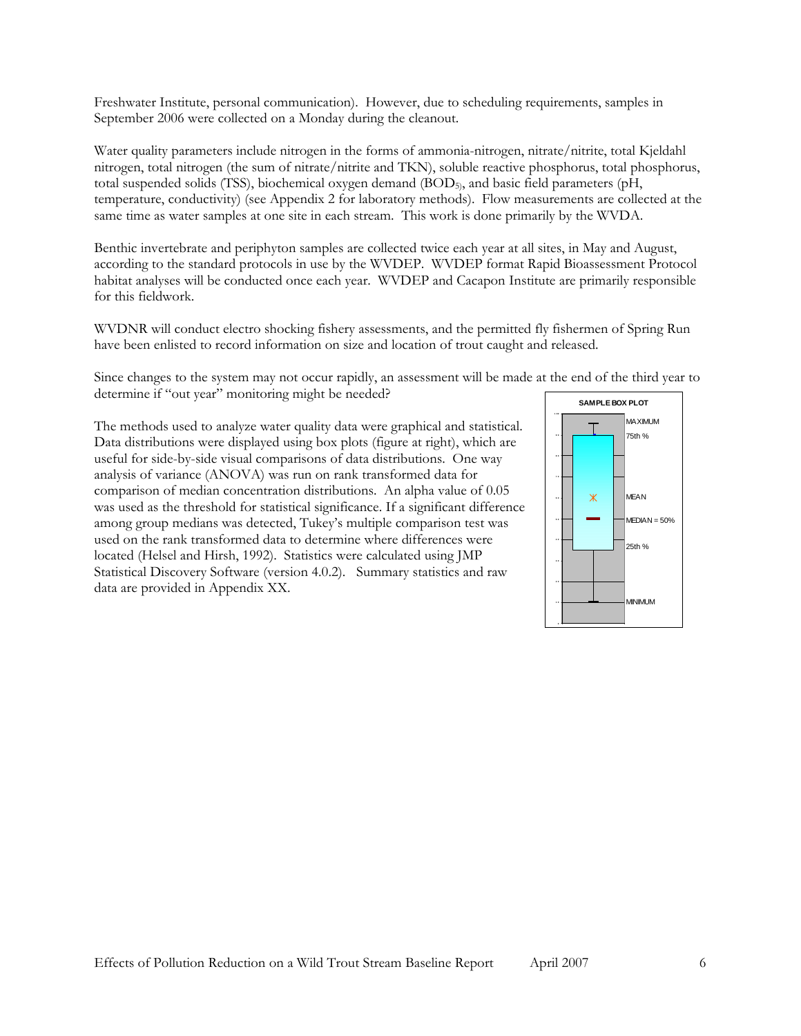Freshwater Institute, personal communication). However, due to scheduling requirements, samples in September 2006 were collected on a Monday during the cleanout.

Water quality parameters include nitrogen in the forms of ammonia-nitrogen, nitrate/nitrite, total Kjeldahl nitrogen, total nitrogen (the sum of nitrate/nitrite and TKN), soluble reactive phosphorus, total phosphorus, total suspended solids (TSS), biochemical oxygen demand ($BOD_{5)}$), and basic field parameters (pH, temperature, conductivity) (see Appendix 2 for laboratory methods). Flow measurements are collected at the same time as water samples at one site in each stream. This work is done primarily by the WVDA.

Benthic invertebrate and periphyton samples are collected twice each year at all sites, in May and August, according to the standard protocols in use by the WVDEP. WVDEP format Rapid Bioassessment Protocol habitat analyses will be conducted once each year. WVDEP and Cacapon Institute are primarily responsible for this fieldwork.

WVDNR will conduct electro shocking fishery assessments, and the permitted fly fishermen of Spring Run have been enlisted to record information on size and location of trout caught and released.

Since changes to the system may not occur rapidly, an assessment will be made at the end of the third year to determine if "out year" monitoring might be needed?

The methods used to analyze water quality data were graphical and statistical. Data distributions were displayed using box plots (figure at right), which are useful for side-by-side visual comparisons of data distributions. One way analysis of variance (ANOVA) was run on rank transformed data for comparison of median concentration distributions. An alpha value of 0.05 was used as the threshold for statistical significance. If a significant difference among group medians was detected, Tukey's multiple comparison test was used on the rank transformed data to determine where differences were located (Helsel and Hirsh, 1992). Statistics were calculated using JMP Statistical Discovery Software (version 4.0.2). Summary statistics and raw data are provided in Appendix XX.

**SAMPLE BOX PLOT**

MAXIMUM
75th %
MEAN
MEDIAN = 50%
25th %
MINIMUM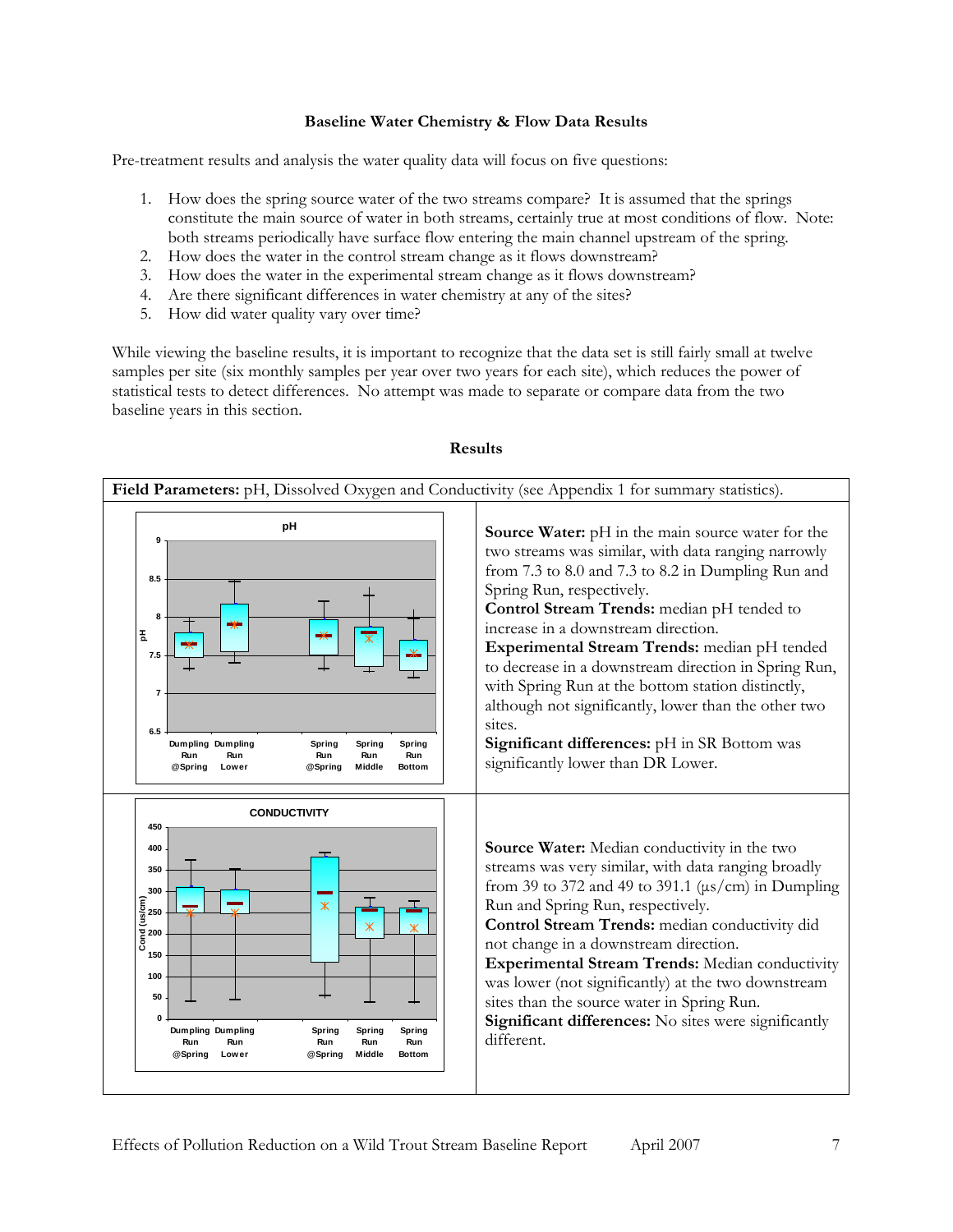**Baseline Water Chemistry & Flow Data Results**

Pre-treatment results and analysis the water quality data will focus on five questions:

1. How does the spring source water of the two streams compare? It is assumed that the springs constitute the main source of water in both streams, certainly true at most conditions of flow. Note: both streams periodically have surface flow entering the main channel upstream of the spring.
2. How does the water in the control stream change as it flows downstream?
3. How does the water in the experimental stream change as it flows downstream?
4. Are there significant differences in water chemistry at any of the sites?
5. How did water quality vary over time?

While viewing the baseline results, it is important to recognize that the data set is still fairly small at twelve samples per site (six monthly samples per year over two years for each site), which reduces the power of statistical tests to detect differences. No attempt was made to separate or compare data from the two baseline years in this section.

**Results**

**Field Parameters:** pH, Dissolved Oxygen and Conductivity (see Appendix 1 for summary statistics).

**Source Water:** pH in the main source water for the two streams was similar, with data ranging narrowly from 7.3 to 8.0 and 7.3 to 8.2 in Dumpling Run and Spring Run, respectively.
**Control Stream Trends:** median pH tended to increase in a downstream direction.
**Experimental Stream Trends:** median pH tended to decrease in a downstream direction in Spring Run, with Spring Run at the bottom station distinctly, although not significantly, lower than the other two sites.
**Significant differences:** pH in SR Bottom was significantly lower than DR Lower.

**Source Water:** Median conductivity in the two streams was very similar, with data ranging broadly from 39 to 372 and 49 to 391.1 (µs/cm) in Dumpling Run and Spring Run, respectively.
**Control Stream Trends:** median conductivity did not change in a downstream direction.
**Experimental Stream Trends:** Median conductivity was lower (not significantly) at the two downstream sites than the source water in Spring Run.
**Significant differences:** No sites were significantly different.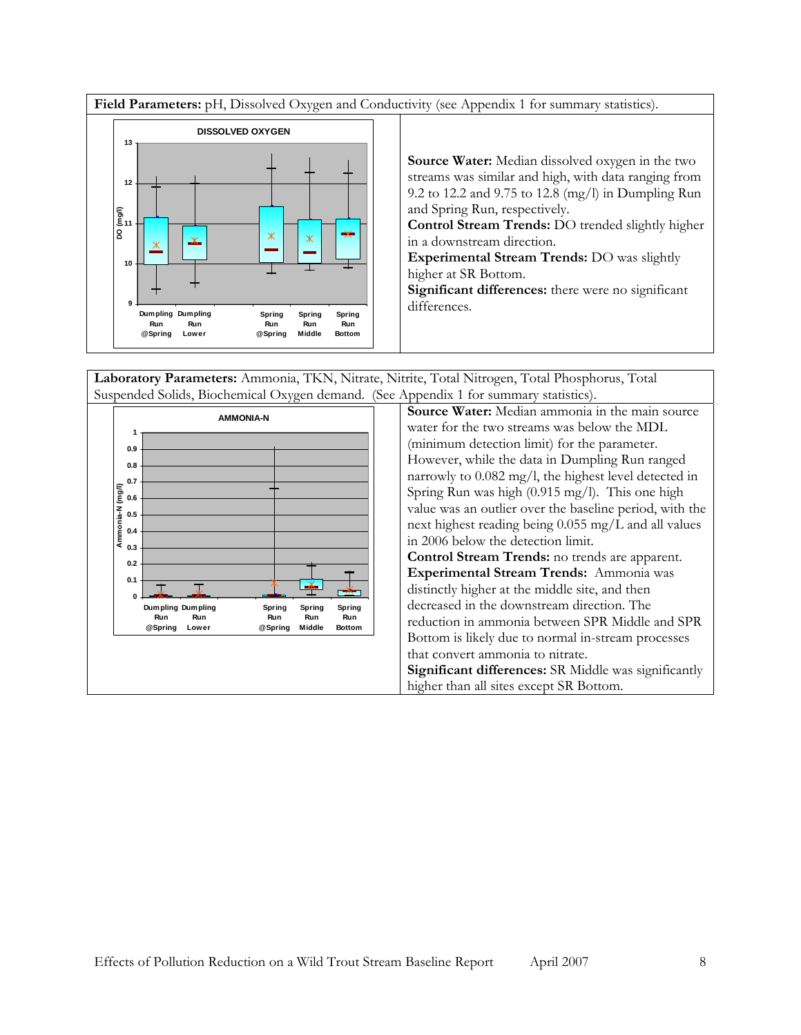**Field Parameters:** pH, Dissolved Oxygen and Conductivity (see Appendix 1 for summary statistics).

**Source Water:** Median dissolved oxygen in the two streams was similar and high, with data ranging from 9.2 to 12.2 and 9.75 to 12.8 (mg/l) in Dumpling Run and Spring Run, respectively.
**Control Stream Trends:** DO trended slightly higher in a downstream direction.
**Experimental Stream Trends:** DO was slightly higher at SR Bottom.
**Significant differences:** there were no significant differences.

**Laboratory Parameters:** Ammonia, TKN, Nitrate, Nitrite, Total Nitrogen, Total Phosphorus, Total Suspended Solids, Biochemical Oxygen demand. (See Appendix 1 for summary statistics).

**Source Water:** Median ammonia in the main source water for the two streams was below the MDL (minimum detection limit) for the parameter. However, while the data in Dumpling Run ranged narrowly to 0.082 mg/l, the highest level detected in Spring Run was high (0.915 mg/l). This one high value was an outlier over the baseline period, with the next highest reading being 0.055 mg/L and all values in 2006 below the detection limit.
**Control Stream Trends:** no trends are apparent.
**Experimental Stream Trends:** Ammonia was distinctly higher at the middle site, and then decreased in the downstream direction. The reduction in ammonia between SPR Middle and SPR Bottom is likely due to normal in-stream processes that convert ammonia to nitrate.
**Significant differences:** SR Middle was significantly higher than all sites except SR Bottom.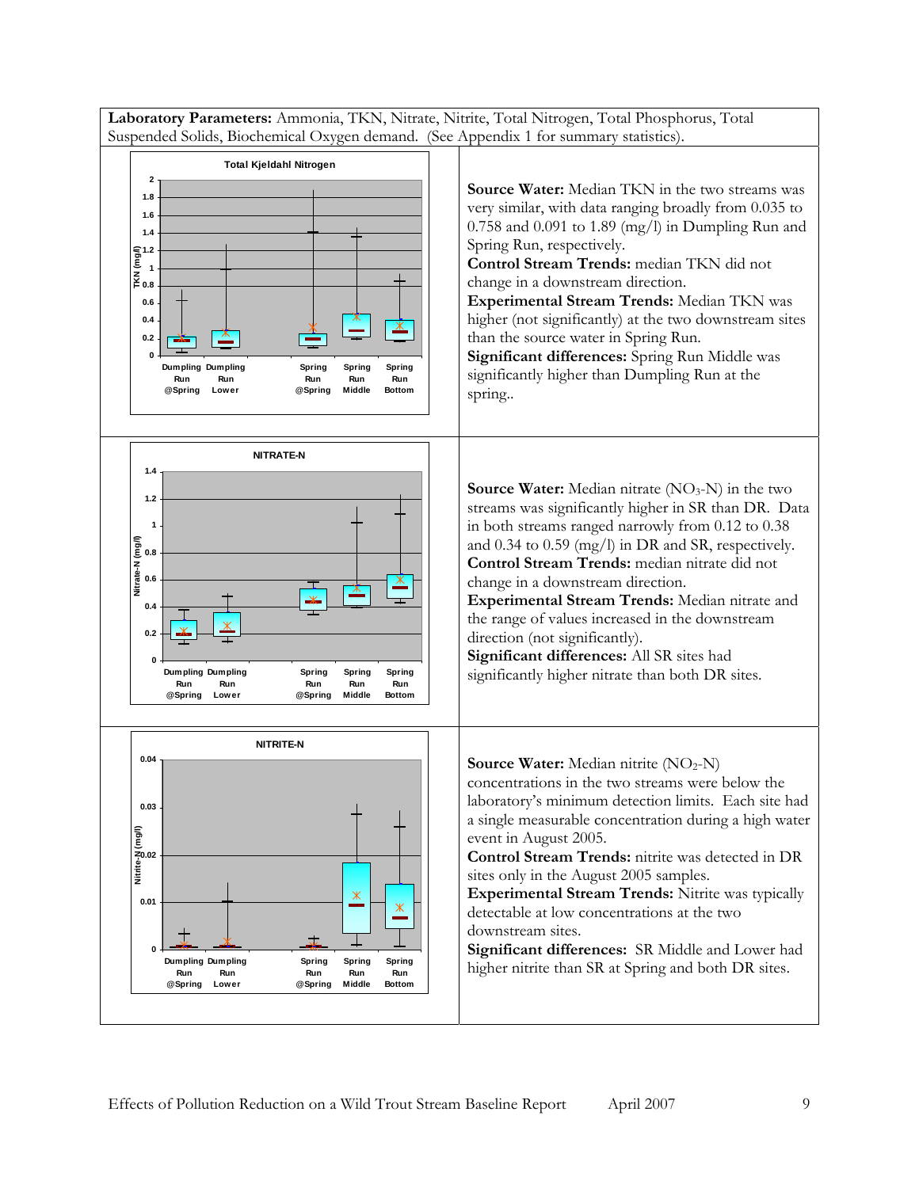**Laboratory Parameters:** Ammonia, TKN, Nitrate, Nitrite, Total Nitrogen, Total Phosphorus, Total Suspended Solids, Biochemical Oxygen demand. (See Appendix 1 for summary statistics).

**Source Water:** Median TKN in the two streams was very similar, with data ranging broadly from 0.035 to 0.758 and 0.091 to 1.89 (mg/l) in Dumpling Run and Spring Run, respectively.
**Control Stream Trends:** median TKN did not change in a downstream direction.
**Experimental Stream Trends:** Median TKN was higher (not significantly) at the two downstream sites than the source water in Spring Run.
**Significant differences:** Spring Run Middle was significantly higher than Dumpling Run at the spring..

**Source Water:** Median nitrate ($NO_3$-N) in the two streams was significantly higher in SR than DR. Data in both streams ranged narrowly from 0.12 to 0.38 and 0.34 to 0.59 (mg/l) in DR and SR, respectively.
**Control Stream Trends:** median nitrate did not change in a downstream direction.
**Experimental Stream Trends:** Median nitrate and the range of values increased in the downstream direction (not significantly).
**Significant differences:** All SR sites had significantly higher nitrate than both DR sites.

**Source Water:** Median nitrite ($NO_2$-N) concentrations in the two streams were below the laboratory's minimum detection limits. Each site had a single measurable concentration during a high water event in August 2005.
**Control Stream Trends:** nitrite was detected in DR sites only in the August 2005 samples.
**Experimental Stream Trends:** Nitrite was typically detectable at low concentrations at the two downstream sites.
**Significant differences:** SR Middle and Lower had higher nitrite than SR at Spring and both DR sites.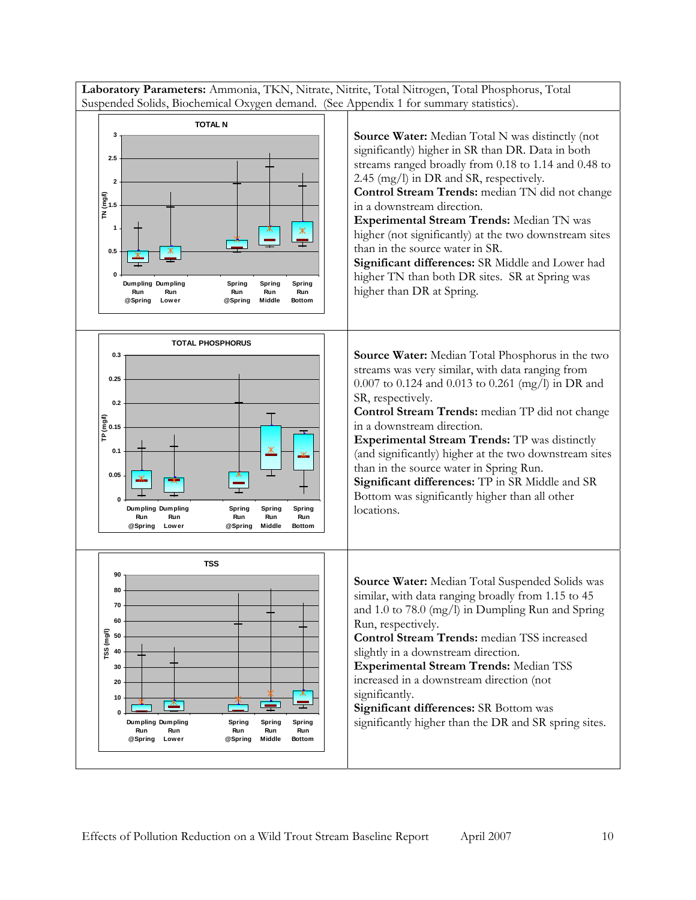**Laboratory Parameters:** Ammonia, TKN, Nitrate, Nitrite, Total Nitrogen, Total Phosphorus, Total Suspended Solids, Biochemical Oxygen demand. (See Appendix 1 for summary statistics).

**Source Water:** Median Total N was distinctly (not significantly) higher in SR than DR. Data in both streams ranged broadly from 0.18 to 1.14 and 0.48 to 2.45 (mg/l) in DR and SR, respectively.
**Control Stream Trends:** median TN did not change in a downstream direction.
**Experimental Stream Trends:** Median TN was higher (not significantly) at the two downstream sites than in the source water in SR.
**Significant differences:** SR Middle and Lower had higher TN than both DR sites. SR at Spring was higher than DR at Spring.

**Source Water:** Median Total Phosphorus in the two streams was very similar, with data ranging from 0.007 to 0.124 and 0.013 to 0.261 (mg/l) in DR and SR, respectively.
**Control Stream Trends:** median TP did not change in a downstream direction.
**Experimental Stream Trends:** TP was distinctly (and significantly) higher at the two downstream sites than in the source water in Spring Run.
**Significant differences:** TP in SR Middle and SR Bottom was significantly higher than all other locations.

**Source Water:** Median Total Suspended Solids was similar, with data ranging broadly from 1.15 to 45 and 1.0 to 78.0 (mg/l) in Dumpling Run and Spring Run, respectively.
**Control Stream Trends:** median TSS increased slightly in a downstream direction.
**Experimental Stream Trends:** Median TSS increased in a downstream direction (not significantly.
**Significant differences:** SR Bottom was significantly higher than the DR and SR spring sites.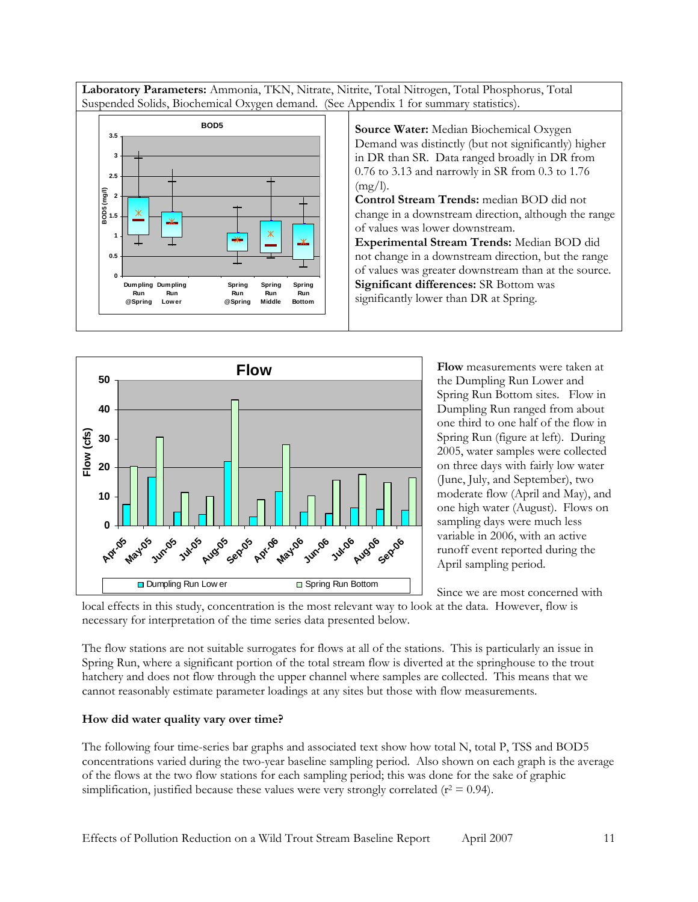**Laboratory Parameters:** Ammonia, TKN, Nitrate, Nitrite, Total Nitrogen, Total Phosphorus, Total Suspended Solids, Biochemical Oxygen demand. (See Appendix 1 for summary statistics).

**Source Water:** Median Biochemical Oxygen Demand was distinctly (but not significantly) higher in DR than SR. Data ranged broadly in DR from 0.76 to 3.13 and narrowly in SR from 0.3 to 1.76 (mg/l).

**Control Stream Trends:** median BOD did not change in a downstream direction, although the range of values was lower downstream.

**Experimental Stream Trends:** Median BOD did not change in a downstream direction, but the range of values was greater downstream than at the source.

**Significant differences:** SR Bottom was significantly lower than DR at Spring.

**Flow** measurements were taken at the Dumpling Run Lower and Spring Run Bottom sites. Flow in Dumpling Run ranged from about one third to one half of the flow in Spring Run (figure at left). During 2005, water samples were collected on three days with fairly low water (June, July, and September), two moderate flow (April and May), and one high water (August). Flows on sampling days were much less variable in 2006, with an active runoff event reported during the April sampling period.

Since we are most concerned with local effects in this study, concentration is the most relevant way to look at the data. However, flow is necessary for interpretation of the time series data presented below.

The flow stations are not suitable surrogates for flows at all of the stations. This is particularly an issue in Spring Run, where a significant portion of the total stream flow is diverted at the springhouse to the trout hatchery and does not flow through the upper channel where samples are collected. This means that we cannot reasonably estimate parameter loadings at any sites but those with flow measurements.

**How did water quality vary over time?**

The following four time-series bar graphs and associated text show how total N, total P, TSS and BOD5 concentrations varied during the two-year baseline sampling period. Also shown on each graph is the average of the flows at the two flow stations for each sampling period; this was done for the sake of graphic simplification, justified because these values were very strongly correlated ($r^2 = 0.94$).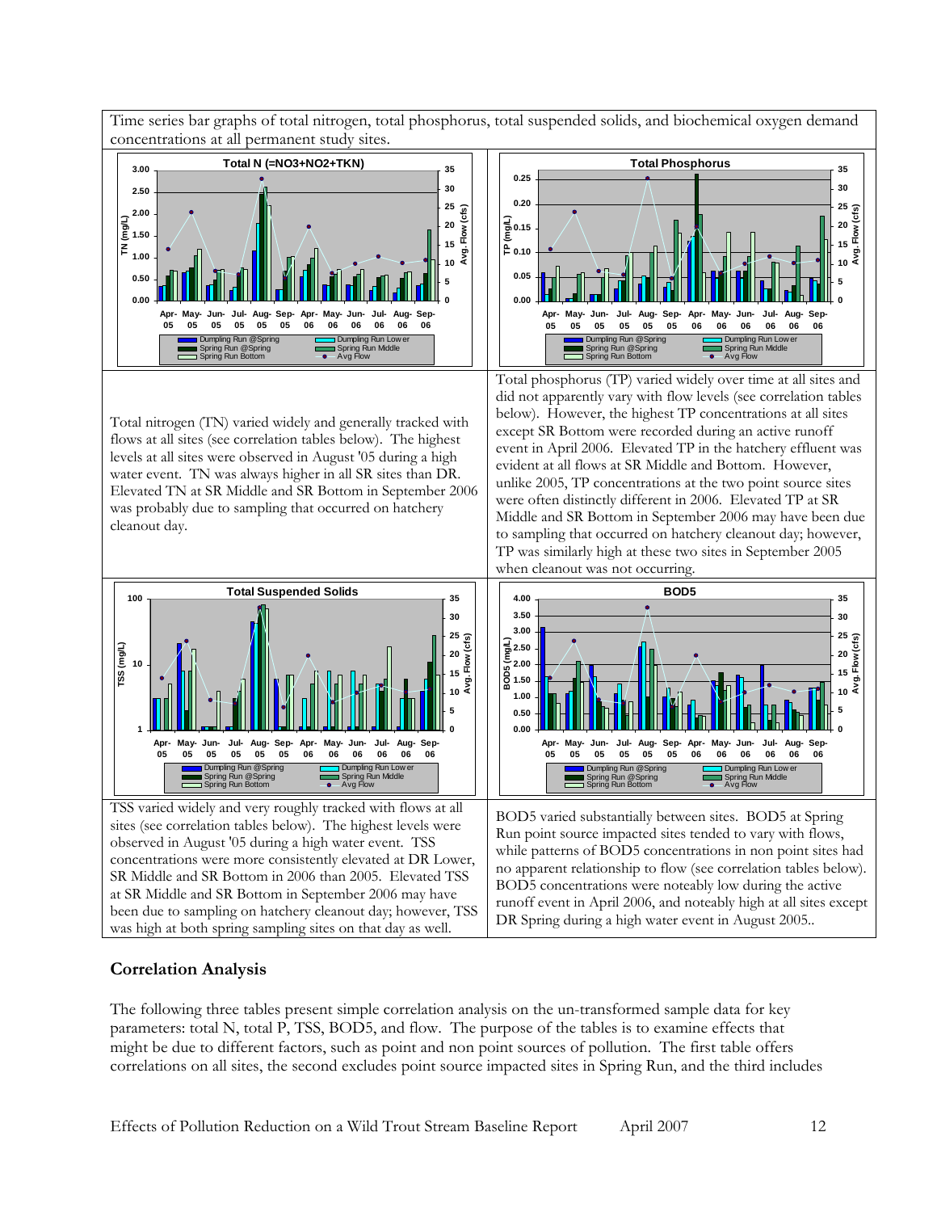Time series bar graphs of total nitrogen, total phosphorus, total suspended solids, and biochemical oxygen demand concentrations at all permanent study sites.

Total nitrogen (TN) varied widely and generally tracked with flows at all sites (see correlation tables below). The highest levels at all sites were observed in August '05 during a high water event. TN was always higher in all SR sites than DR. Elevated TN at SR Middle and SR Bottom in September 2006 was probably due to sampling that occurred on hatchery cleanout day.

Total phosphorus (TP) varied widely over time at all sites and did not apparently vary with flow levels (see correlation tables below). However, the highest TP concentrations at all sites except SR Bottom were recorded during an active runoff event in April 2006. Elevated TP in the hatchery effluent was evident at all flows at SR Middle and Bottom. However, unlike 2005, TP concentrations at the two point source sites were often distinctly different in 2006. Elevated TP at SR Middle and SR Bottom in September 2006 may have been due to sampling that occurred on hatchery cleanout day; however, TP was similarly high at these two sites in September 2005 when cleanout was not occurring.

TSS varied widely and very roughly tracked with flows at all sites (see correlation tables below). The highest levels were observed in August '05 during a high water event. TSS concentrations were more consistently elevated at DR Lower, SR Middle and SR Bottom in 2006 than 2005. Elevated TSS at SR Middle and SR Bottom in September 2006 may have been due to sampling on hatchery cleanout day; however, TSS was high at both spring sampling sites on that day as well.

BOD5 varied substantially between sites. BOD5 at Spring Run point source impacted sites tended to vary with flows, while patterns of BOD5 concentrations in non point sites had no apparent relationship to flow (see correlation tables below). BOD5 concentrations were noteably low during the active runoff event in April 2006, and noteably high at all sites except DR Spring during a high water event in August 2005..

## Correlation Analysis

The following three tables present simple correlation analysis on the un-transformed sample data for key parameters: total N, total P, TSS, BOD5, and flow. The purpose of the tables is to examine effects that might be due to different factors, such as point and non point sources of pollution. The first table offers correlations on all sites, the second excludes point source impacted sites in Spring Run, and the third includes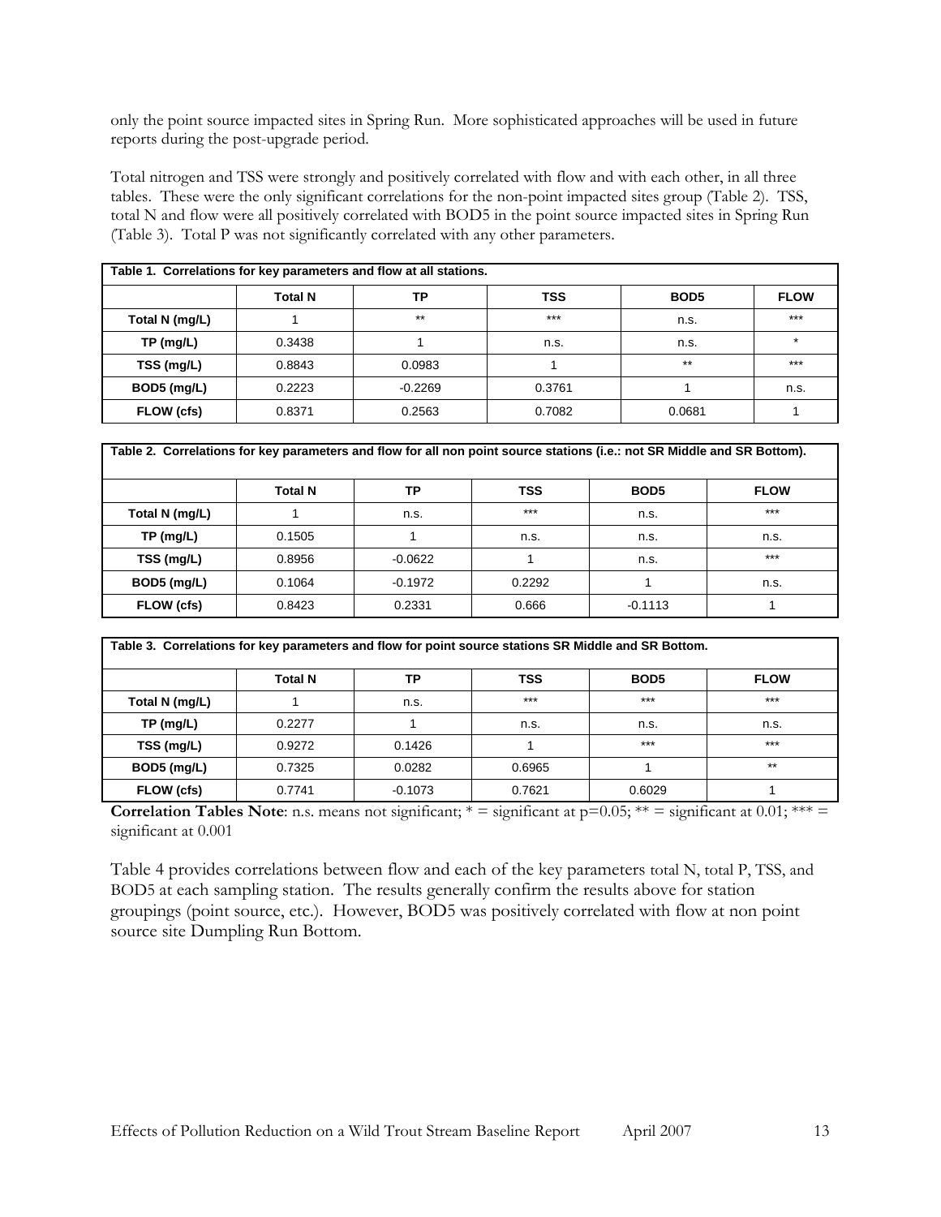only the point source impacted sites in Spring Run. More sophisticated approaches will be used in future reports during the post-upgrade period.

Total nitrogen and TSS were strongly and positively correlated with flow and with each other, in all three tables. These were the only significant correlations for the non-point impacted sites group (Table 2). TSS, total N and flow were all positively correlated with BOD5 in the point source impacted sites in Spring Run (Table 3). Total P was not significantly correlated with any other parameters.

**Table 1. Correlations for key parameters and flow at all stations.**

| | Total N | TP | TSS | BOD5 | FLOW |
|---|---|---|---|---|---|
| Total N (mg/L) | 1 | ** | *** | n.s. | *** |
| TP (mg/L) | 0.3438 | 1 | n.s. | n.s. | * |
| TSS (mg/L) | 0.8843 | 0.0983 | 1 | ** | *** |
| BOD5 (mg/L) | 0.2223 | -0.2269 | 0.3761 | 1 | n.s. |
| FLOW (cfs) | 0.8371 | 0.2563 | 0.7082 | 0.0681 | 1 |

**Table 2. Correlations for key parameters and flow for all non point source stations (i.e.: not SR Middle and SR Bottom).**

| | Total N | TP | TSS | BOD5 | FLOW |
|---|---|---|---|---|---|
| Total N (mg/L) | 1 | n.s. | *** | n.s. | *** |
| TP (mg/L) | 0.1505 | 1 | n.s. | n.s. | n.s. |
| TSS (mg/L) | 0.8956 | -0.0622 | 1 | n.s. | *** |
| BOD5 (mg/L) | 0.1064 | -0.1972 | 0.2292 | 1 | n.s. |
| FLOW (cfs) | 0.8423 | 0.2331 | 0.666 | -0.1113 | 1 |

**Table 3. Correlations for key parameters and flow for point source stations SR Middle and SR Bottom.**

| | Total N | TP | TSS | BOD5 | FLOW |
|---|---|---|---|---|---|
| Total N (mg/L) | 1 | n.s. | *** | *** | *** |
| TP (mg/L) | 0.2277 | 1 | n.s. | n.s. | n.s. |
| TSS (mg/L) | 0.9272 | 0.1426 | 1 | *** | *** |
| BOD5 (mg/L) | 0.7325 | 0.0282 | 0.6965 | 1 | ** |
| FLOW (cfs) | 0.7741 | -0.1073 | 0.7621 | 0.6029 | 1 |

**Correlation Tables Note**: n.s. means not significant; * = significant at p=0.05; ** = significant at 0.01; *** = significant at 0.001

Table 4 provides correlations between flow and each of the key parameters total N, total P, TSS, and BOD5 at each sampling station. The results generally confirm the results above for station groupings (point source, etc.). However, BOD5 was positively correlated with flow at non point source site Dumpling Run Bottom.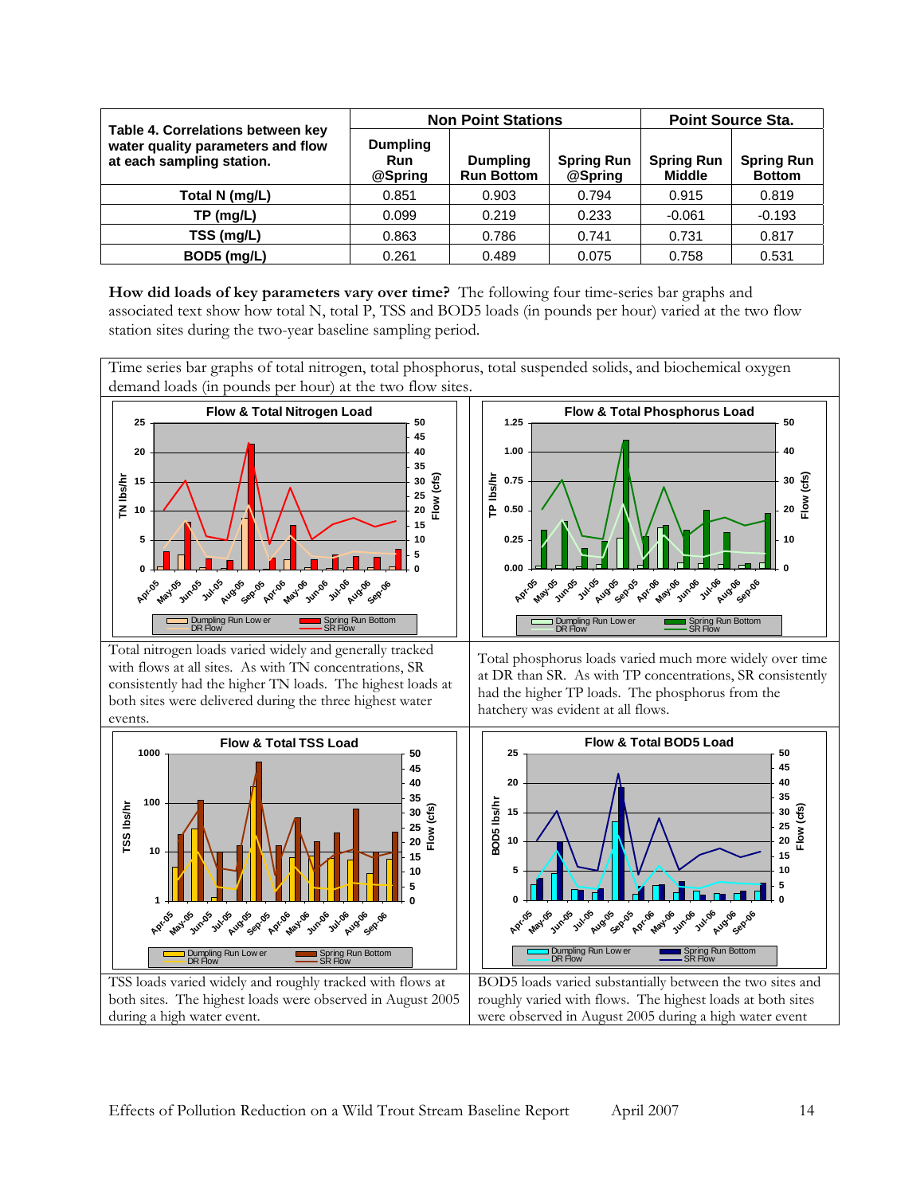| Table 4. Correlations between key water quality parameters and flow at each sampling station. | Non Point Stations | | | Point Source Sta. | |
|---|---|---|---|---|---|
| | Dumpling Run @Spring | Dumpling Run Bottom | Spring Run @Spring | Spring Run Middle | Spring Run Bottom |
| Total N (mg/L) | 0.851 | 0.903 | 0.794 | 0.915 | 0.819 |
| TP (mg/L) | 0.099 | 0.219 | 0.233 | -0.061 | -0.193 |
| TSS (mg/L) | 0.863 | 0.786 | 0.741 | 0.731 | 0.817 |
| BOD5 (mg/L) | 0.261 | 0.489 | 0.075 | 0.758 | 0.531 |

**How did loads of key parameters vary over time?** The following four time-series bar graphs and associated text show how total N, total P, TSS and BOD5 loads (in pounds per hour) varied at the two flow station sites during the two-year baseline sampling period.

Time series bar graphs of total nitrogen, total phosphorus, total suspended solids, and biochemical oxygen demand loads (in pounds per hour) at the two flow sites.

Total nitrogen loads varied widely and generally tracked with flows at all sites. As with TN concentrations, SR consistently had the higher TN loads. The highest loads at both sites were delivered during the three highest water events.

Total phosphorus loads varied much more widely over time at DR than SR. As with TP concentrations, SR consistently had the higher TP loads. The phosphorus from the hatchery was evident at all flows.

TSS loads varied widely and roughly tracked with flows at both sites. The highest loads were observed in August 2005 during a high water event.

BOD5 loads varied substantially between the two sites and roughly varied with flows. The highest loads at both sites were observed in August 2005 during a high water event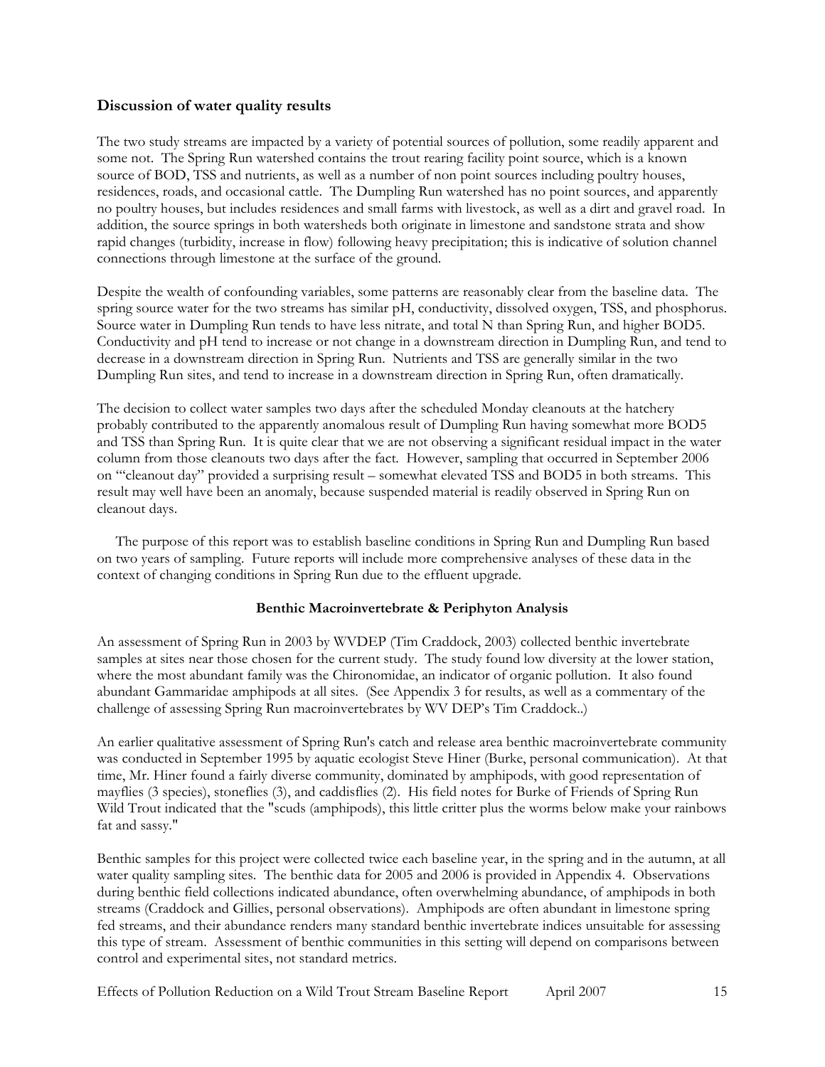### Discussion of water quality results

The two study streams are impacted by a variety of potential sources of pollution, some readily apparent and some not. The Spring Run watershed contains the trout rearing facility point source, which is a known source of BOD, TSS and nutrients, as well as a number of non point sources including poultry houses, residences, roads, and occasional cattle. The Dumpling Run watershed has no point sources, and apparently no poultry houses, but includes residences and small farms with livestock, as well as a dirt and gravel road. In addition, the source springs in both watersheds both originate in limestone and sandstone strata and show rapid changes (turbidity, increase in flow) following heavy precipitation; this is indicative of solution channel connections through limestone at the surface of the ground.

Despite the wealth of confounding variables, some patterns are reasonably clear from the baseline data. The spring source water for the two streams has similar pH, conductivity, dissolved oxygen, TSS, and phosphorus. Source water in Dumpling Run tends to have less nitrate, and total N than Spring Run, and higher BOD5. Conductivity and pH tend to increase or not change in a downstream direction in Dumpling Run, and tend to decrease in a downstream direction in Spring Run. Nutrients and TSS are generally similar in the two Dumpling Run sites, and tend to increase in a downstream direction in Spring Run, often dramatically.

The decision to collect water samples two days after the scheduled Monday cleanouts at the hatchery probably contributed to the apparently anomalous result of Dumpling Run having somewhat more BOD5 and TSS than Spring Run. It is quite clear that we are not observing a significant residual impact in the water column from those cleanouts two days after the fact. However, sampling that occurred in September 2006 on '"cleanout day" provided a surprising result – somewhat elevated TSS and BOD5 in both streams. This result may well have been an anomaly, because suspended material is readily observed in Spring Run on cleanout days.

The purpose of this report was to establish baseline conditions in Spring Run and Dumpling Run based on two years of sampling. Future reports will include more comprehensive analyses of these data in the context of changing conditions in Spring Run due to the effluent upgrade.

### Benthic Macroinvertebrate & Periphyton Analysis

An assessment of Spring Run in 2003 by WVDEP (Tim Craddock, 2003) collected benthic invertebrate samples at sites near those chosen for the current study. The study found low diversity at the lower station, where the most abundant family was the Chironomidae, an indicator of organic pollution. It also found abundant Gammaridae amphipods at all sites. (See Appendix 3 for results, as well as a commentary of the challenge of assessing Spring Run macroinvertebrates by WV DEP's Tim Craddock..)

An earlier qualitative assessment of Spring Run's catch and release area benthic macroinvertebrate community was conducted in September 1995 by aquatic ecologist Steve Hiner (Burke, personal communication). At that time, Mr. Hiner found a fairly diverse community, dominated by amphipods, with good representation of mayflies (3 species), stoneflies (3), and caddisflies (2). His field notes for Burke of Friends of Spring Run Wild Trout indicated that the "scuds (amphipods), this little critter plus the worms below make your rainbows fat and sassy."

Benthic samples for this project were collected twice each baseline year, in the spring and in the autumn, at all water quality sampling sites. The benthic data for 2005 and 2006 is provided in Appendix 4. Observations during benthic field collections indicated abundance, often overwhelming abundance, of amphipods in both streams (Craddock and Gillies, personal observations). Amphipods are often abundant in limestone spring fed streams, and their abundance renders many standard benthic invertebrate indices unsuitable for assessing this type of stream. Assessment of benthic communities in this setting will depend on comparisons between control and experimental sites, not standard metrics.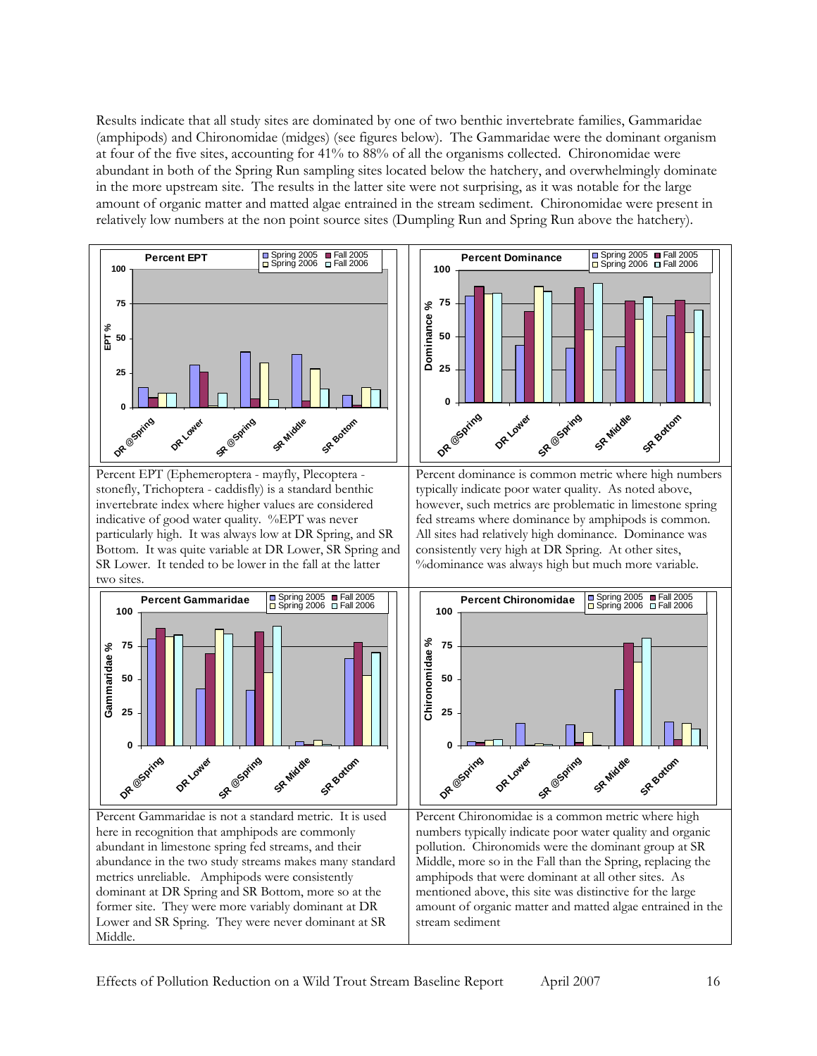Results indicate that all study sites are dominated by one of two benthic invertebrate families, Gammaridae (amphipods) and Chironomidae (midges) (see figures below). The Gammaridae were the dominant organism at four of the five sites, accounting for 41% to 88% of all the organisms collected. Chironomidae were abundant in both of the Spring Run sampling sites located below the hatchery, and overwhelmingly dominate in the more upstream site. The results in the latter site were not surprising, as it was notable for the large amount of organic matter and matted algae entrained in the stream sediment. Chironomidae were present in relatively low numbers at the non point source sites (Dumpling Run and Spring Run above the hatchery).

Percent EPT (Ephemeroptera - mayfly, Plecoptera - stonefly, Trichoptera - caddisfly) is a standard benthic invertebrate index where higher values are considered indicative of good water quality. %EPT was never particularly high. It was always low at DR Spring, and SR Bottom. It was quite variable at DR Lower, SR Spring and SR Lower. It tended to be lower in the fall at the latter two sites.

Percent dominance is common metric where high numbers typically indicate poor water quality. As noted above, however, such metrics are problematic in limestone spring fed streams where dominance by amphipods is common. All sites had relatively high dominance. Dominance was consistently very high at DR Spring. At other sites, %dominance was always high but much more variable.

Percent Gammaridae is not a standard metric. It is used here in recognition that amphipods are commonly abundant in limestone spring fed streams, and their abundance in the two study streams makes many standard metrics unreliable. Amphipods were consistently dominant at DR Spring and SR Bottom, more so at the former site. They were more variably dominant at DR Lower and SR Spring. They were never dominant at SR Middle.

Percent Chironomidae is a common metric where high numbers typically indicate poor water quality and organic pollution. Chironomids were the dominant group at SR Middle, more so in the Fall than the Spring, replacing the amphipods that were dominant at all other sites. As mentioned above, this site was distinctive for the large amount of organic matter and matted algae entrained in the stream sediment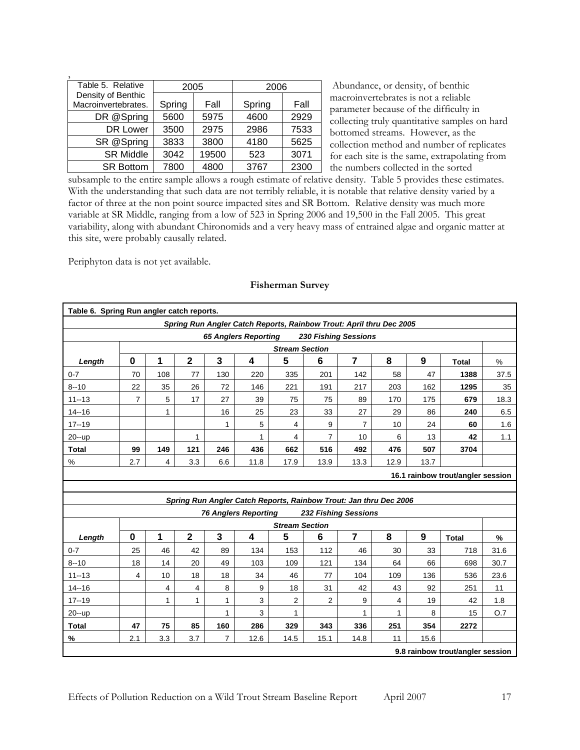,

| Table 5. Relative Density of Benthic Macroinvertebrates. | 2005 | | 2006 | |
|---|---|---|---|---|
| | Spring | Fall | Spring | Fall |
| DR @Spring | 5600 | 5975 | 4600 | 2929 |
| DR Lower | 3500 | 2975 | 2986 | 7533 |
| SR @Spring | 3833 | 3800 | 4180 | 5625 |
| SR Middle | 3042 | 19500 | 523 | 3071 |
| SR Bottom | 7800 | 4800 | 3767 | 2300 |

Abundance, or density, of benthic macroinvertebrates is not a reliable parameter because of the difficulty in collecting truly quantitative samples on hard bottomed streams. However, as the collection method and number of replicates for each site is the same, extrapolating from the numbers collected in the sorted subsample to the entire sample allows a rough estimate of relative density. Table 5 provides these estimates. With the understanding that such data are not terribly reliable, it is notable that relative density varied by a factor of three at the non point source impacted sites and SR Bottom. Relative density was much more variable at SR Middle, ranging from a low of 523 in Spring 2006 and 19,500 in the Fall 2005. This great variability, along with abundant Chironomids and a very heavy mass of entrained algae and organic matter at this site, were probably causally related.

Periphyton data is not yet available.

## Fisherman Survey

**Table 6. Spring Run angler catch reports.**

***Spring Run Angler Catch Reports, Rainbow Trout: April thru Dec 2005***

***65 Anglers Reporting 230 Fishing Sessions***

| Length | Stream Section | | | | | | | | | | | |
|---|---|---|---|---|---|---|---|---|---|---|---|---|
| | **0** | **1** | **2** | **3** | **4** | **5** | **6** | **7** | **8** | **9** | **Total** | % |
| 0-7 | 70 | 108 | 77 | 130 | 220 | 335 | 201 | 142 | 58 | 47 | **1388** | 37.5 |
| 8--10 | 22 | 35 | 26 | 72 | 146 | 221 | 191 | 217 | 203 | 162 | **1295** | 35 |
| 11--13 | 7 | 5 | 17 | 27 | 39 | 75 | 75 | 89 | 170 | 175 | **679** | 18.3 |
| 14--16 | | 1 | | 16 | 25 | 23 | 33 | 27 | 29 | 86 | **240** | 6.5 |
| 17--19 | | | | 1 | 5 | 4 | 9 | 7 | 10 | 24 | **60** | 1.6 |
| 20--up | | | 1 | | 1 | 4 | 7 | 10 | 6 | 13 | **42** | 1.1 |
| **Total** | **99** | **149** | **121** | **246** | **436** | **662** | **516** | **492** | **476** | **507** | **3704** | |
| % | 2.7 | 4 | 3.3 | 6.6 | 11.8 | 17.9 | 13.9 | 13.3 | 12.9 | 13.7 | | |

**16.1 rainbow trout/angler session**

***Spring Run Angler Catch Reports, Rainbow Trout: Jan thru Dec 2006***

***76 Anglers Reporting 232 Fishing Sessions***

| Length | Stream Section | | | | | | | | | | | |
|---|---|---|---|---|---|---|---|---|---|---|---|---|
| | **0** | **1** | **2** | **3** | **4** | **5** | **6** | **7** | **8** | **9** | **Total** | **%** |
| 0-7 | 25 | 46 | 42 | 89 | 134 | 153 | 112 | 46 | 30 | 33 | 718 | 31.6 |
| 8--10 | 18 | 14 | 20 | 49 | 103 | 109 | 121 | 134 | 64 | 66 | 698 | 30.7 |
| 11--13 | 4 | 10 | 18 | 18 | 34 | 46 | 77 | 104 | 109 | 136 | 536 | 23.6 |
| 14--16 | | 4 | 4 | 8 | 9 | 18 | 31 | 42 | 43 | 92 | 251 | 11 |
| 17--19 | | 1 | 1 | 1 | 3 | 2 | 2 | 9 | 4 | 19 | 42 | 1.8 |
| 20--up | | | | 1 | 3 | 1 | | 1 | 1 | 8 | 15 | O.7 |
| **Total** | **47** | **75** | **85** | **160** | **286** | **329** | **343** | **336** | **251** | **354** | **2272** | |
| **%** | 2.1 | 3.3 | 3.7 | 7 | 12.6 | 14.5 | 15.1 | 14.8 | 11 | 15.6 | | |

**9.8 rainbow trout/angler session**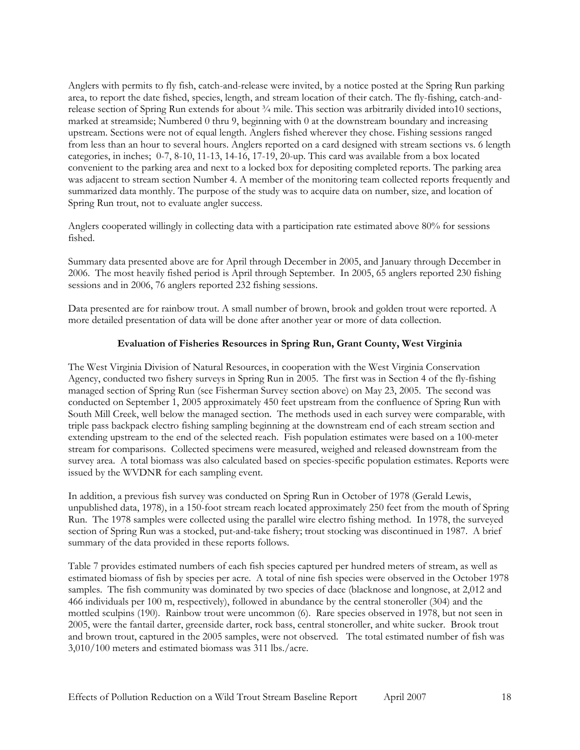Anglers with permits to fly fish, catch-and-release were invited, by a notice posted at the Spring Run parking area, to report the date fished, species, length, and stream location of their catch. The fly-fishing, catch-and-release section of Spring Run extends for about ¾ mile. This section was arbitrarily divided into10 sections, marked at streamside; Numbered 0 thru 9, beginning with 0 at the downstream boundary and increasing upstream. Sections were not of equal length. Anglers fished wherever they chose. Fishing sessions ranged from less than an hour to several hours. Anglers reported on a card designed with stream sections vs. 6 length categories, in inches; 0-7, 8-10, 11-13, 14-16, 17-19, 20-up. This card was available from a box located convenient to the parking area and next to a locked box for depositing completed reports. The parking area was adjacent to stream section Number 4. A member of the monitoring team collected reports frequently and summarized data monthly. The purpose of the study was to acquire data on number, size, and location of Spring Run trout, not to evaluate angler success.

Anglers cooperated willingly in collecting data with a participation rate estimated above 80% for sessions fished.

Summary data presented above are for April through December in 2005, and January through December in 2006. The most heavily fished period is April through September. In 2005, 65 anglers reported 230 fishing sessions and in 2006, 76 anglers reported 232 fishing sessions.

Data presented are for rainbow trout. A small number of brown, brook and golden trout were reported. A more detailed presentation of data will be done after another year or more of data collection.

## Evaluation of Fisheries Resources in Spring Run, Grant County, West Virginia

The West Virginia Division of Natural Resources, in cooperation with the West Virginia Conservation Agency, conducted two fishery surveys in Spring Run in 2005. The first was in Section 4 of the fly-fishing managed section of Spring Run (see Fisherman Survey section above) on May 23, 2005. The second was conducted on September 1, 2005 approximately 450 feet upstream from the confluence of Spring Run with South Mill Creek, well below the managed section. The methods used in each survey were comparable, with triple pass backpack electro fishing sampling beginning at the downstream end of each stream section and extending upstream to the end of the selected reach. Fish population estimates were based on a 100-meter stream for comparisons. Collected specimens were measured, weighed and released downstream from the survey area. A total biomass was also calculated based on species-specific population estimates. Reports were issued by the WVDNR for each sampling event.

In addition, a previous fish survey was conducted on Spring Run in October of 1978 (Gerald Lewis, unpublished data, 1978), in a 150-foot stream reach located approximately 250 feet from the mouth of Spring Run. The 1978 samples were collected using the parallel wire electro fishing method. In 1978, the surveyed section of Spring Run was a stocked, put-and-take fishery; trout stocking was discontinued in 1987. A brief summary of the data provided in these reports follows.

Table 7 provides estimated numbers of each fish species captured per hundred meters of stream, as well as estimated biomass of fish by species per acre. A total of nine fish species were observed in the October 1978 samples. The fish community was dominated by two species of dace (blacknose and longnose, at 2,012 and 466 individuals per 100 m, respectively), followed in abundance by the central stoneroller (304) and the mottled sculpins (190). Rainbow trout were uncommon (6). Rare species observed in 1978, but not seen in 2005, were the fantail darter, greenside darter, rock bass, central stoneroller, and white sucker. Brook trout and brown trout, captured in the 2005 samples, were not observed. The total estimated number of fish was 3,010/100 meters and estimated biomass was 311 lbs./acre.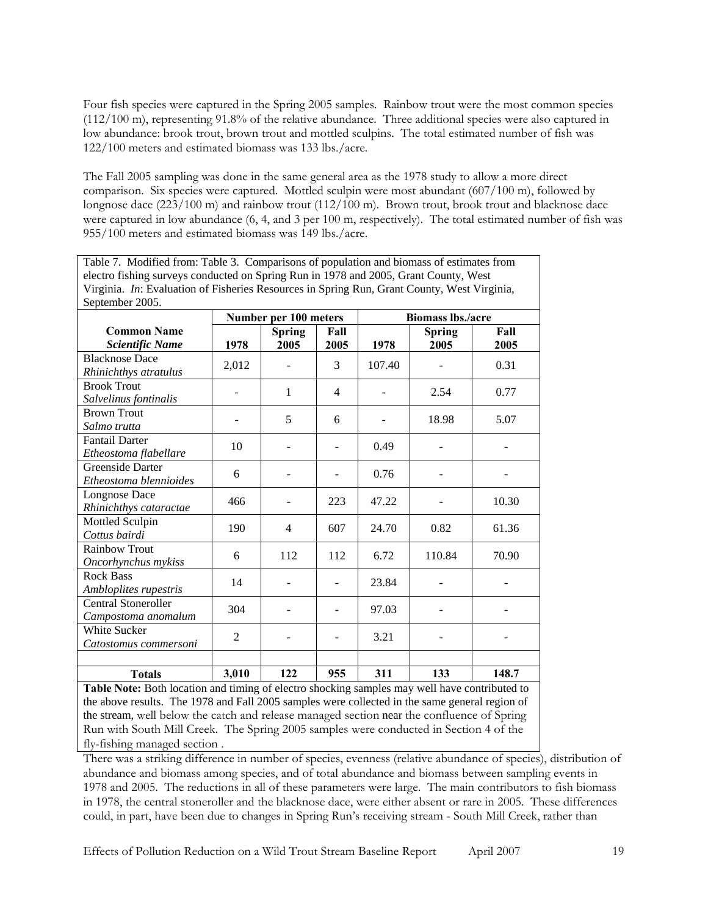Four fish species were captured in the Spring 2005 samples. Rainbow trout were the most common species (112/100 m), representing 91.8% of the relative abundance. Three additional species were also captured in low abundance: brook trout, brown trout and mottled sculpins. The total estimated number of fish was 122/100 meters and estimated biomass was 133 lbs./acre.

The Fall 2005 sampling was done in the same general area as the 1978 study to allow a more direct comparison. Six species were captured. Mottled sculpin were most abundant (607/100 m), followed by longnose dace (223/100 m) and rainbow trout (112/100 m). Brown trout, brook trout and blacknose dace were captured in low abundance (6, 4, and 3 per 100 m, respectively). The total estimated number of fish was 955/100 meters and estimated biomass was 149 lbs./acre.

Table 7. Modified from: Table 3. Comparisons of population and biomass of estimates from electro fishing surveys conducted on Spring Run in 1978 and 2005, Grant County, West Virginia. *In*: Evaluation of Fisheries Resources in Spring Run, Grant County, West Virginia, September 2005.

| | Number per 100 meters | | | Biomass lbs./acre | | |
|---|---|---|---|---|---|---|
| **Common Name** ***Scientific Name*** | **1978** | **Spring 2005** | **Fall 2005** | **1978** | **Spring 2005** | **Fall 2005** |
| Blacknose Dace *Rhinichthys atratulus* | 2,012 | - | 3 | 107.40 | - | 0.31 |
| Brook Trout *Salvelinus fontinalis* | - | 1 | 4 | - | 2.54 | 0.77 |
| Brown Trout *Salmo trutta* | - | 5 | 6 | - | 18.98 | 5.07 |
| Fantail Darter *Etheostoma flabellare* | 10 | - | - | 0.49 | - | - |
| Greenside Darter *Etheostoma blennioides* | 6 | - | - | 0.76 | - | - |
| Longnose Dace *Rhinichthys cataractae* | 466 | - | 223 | 47.22 | - | 10.30 |
| Mottled Sculpin *Cottus bairdi* | 190 | 4 | 607 | 24.70 | 0.82 | 61.36 |
| Rainbow Trout *Oncorhynchus mykiss* | 6 | 112 | 112 | 6.72 | 110.84 | 70.90 |
| Rock Bass *Ambloplites rupestris* | 14 | - | - | 23.84 | - | - |
| Central Stoneroller *Campostoma anomalum* | 304 | - | - | 97.03 | - | - |
| White Sucker *Catostomus commersoni* | 2 | - | - | 3.21 | - | - |
| | | | | | | |
| **Totals** | **3,010** | **122** | **955** | **311** | **133** | **148.7** |

**Table Note:** Both location and timing of electro shocking samples may well have contributed to the above results. The 1978 and Fall 2005 samples were collected in the same general region of the stream, well below the catch and release managed section near the confluence of Spring Run with South Mill Creek. The Spring 2005 samples were conducted in Section 4 of the fly-fishing managed section .

There was a striking difference in number of species, evenness (relative abundance of species), distribution of abundance and biomass among species, and of total abundance and biomass between sampling events in 1978 and 2005. The reductions in all of these parameters were large. The main contributors to fish biomass in 1978, the central stoneroller and the blacknose dace, were either absent or rare in 2005. These differences could, in part, have been due to changes in Spring Run's receiving stream - South Mill Creek, rather than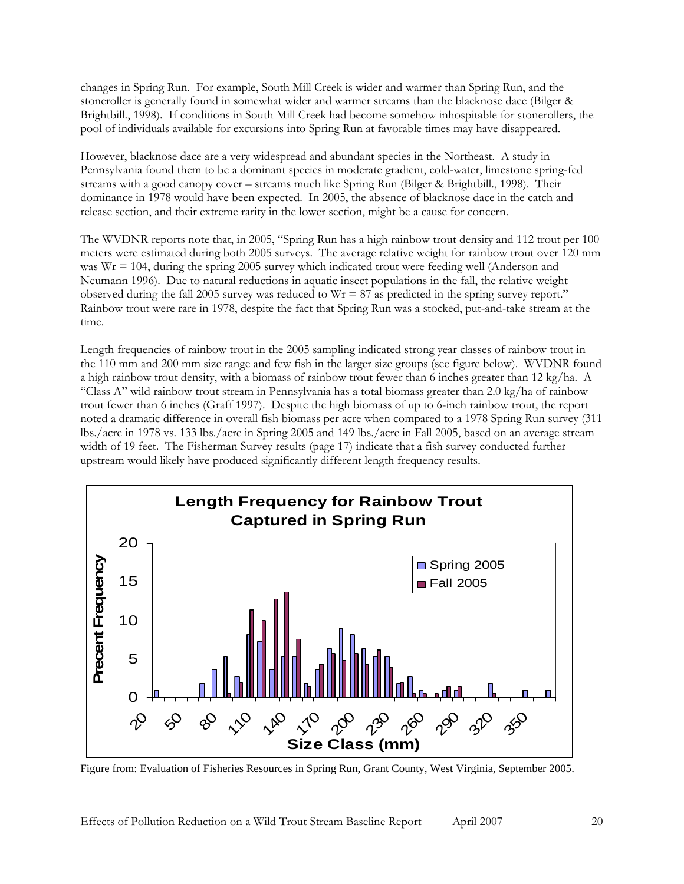changes in Spring Run. For example, South Mill Creek is wider and warmer than Spring Run, and the stoneroller is generally found in somewhat wider and warmer streams than the blacknose dace (Bilger & Brightbill., 1998). If conditions in South Mill Creek had become somehow inhospitable for stonerollers, the pool of individuals available for excursions into Spring Run at favorable times may have disappeared.

However, blacknose dace are a very widespread and abundant species in the Northeast. A study in Pennsylvania found them to be a dominant species in moderate gradient, cold-water, limestone spring-fed streams with a good canopy cover – streams much like Spring Run (Bilger & Brightbill., 1998). Their dominance in 1978 would have been expected. In 2005, the absence of blacknose dace in the catch and release section, and their extreme rarity in the lower section, might be a cause for concern.

The WVDNR reports note that, in 2005, "Spring Run has a high rainbow trout density and 112 trout per 100 meters were estimated during both 2005 surveys. The average relative weight for rainbow trout over 120 mm was Wr = 104, during the spring 2005 survey which indicated trout were feeding well (Anderson and Neumann 1996). Due to natural reductions in aquatic insect populations in the fall, the relative weight observed during the fall 2005 survey was reduced to Wr = 87 as predicted in the spring survey report." Rainbow trout were rare in 1978, despite the fact that Spring Run was a stocked, put-and-take stream at the time.

Length frequencies of rainbow trout in the 2005 sampling indicated strong year classes of rainbow trout in the 110 mm and 200 mm size range and few fish in the larger size groups (see figure below). WVDNR found a high rainbow trout density, with a biomass of rainbow trout fewer than 6 inches greater than 12 kg/ha. A "Class A" wild rainbow trout stream in Pennsylvania has a total biomass greater than 2.0 kg/ha of rainbow trout fewer than 6 inches (Graff 1997). Despite the high biomass of up to 6-inch rainbow trout, the report noted a dramatic difference in overall fish biomass per acre when compared to a 1978 Spring Run survey (311 lbs./acre in 1978 vs. 133 lbs./acre in Spring 2005 and 149 lbs./acre in Fall 2005, based on an average stream width of 19 feet. The Fisherman Survey results (page 17) indicate that a fish survey conducted further upstream would likely have produced significantly different length frequency results.

**Length Frequency for Rainbow Trout Captured in Spring Run**

Figure from: Evaluation of Fisheries Resources in Spring Run, Grant County, West Virginia, September 2005.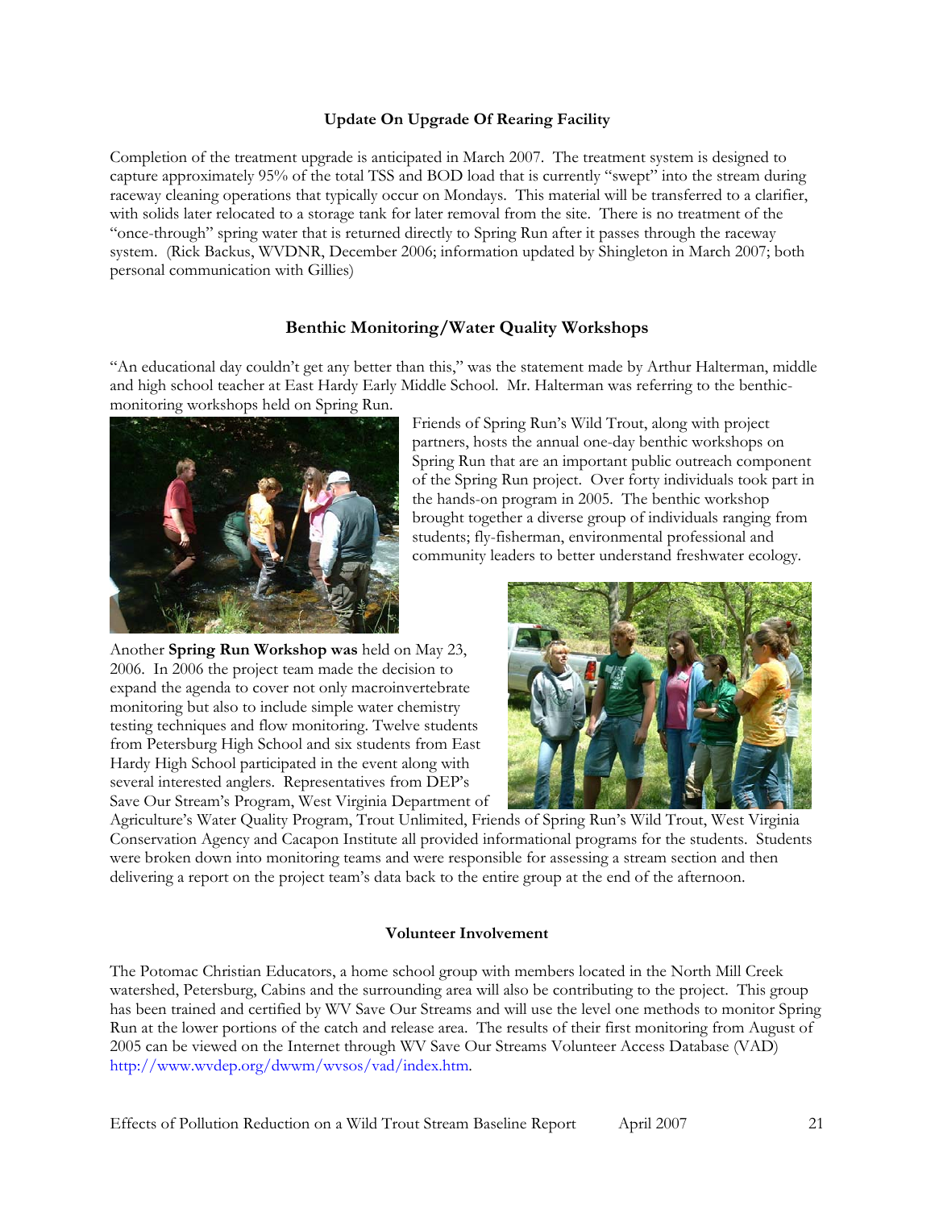### Update On Upgrade Of Rearing Facility

Completion of the treatment upgrade is anticipated in March 2007. The treatment system is designed to capture approximately 95% of the total TSS and BOD load that is currently "swept" into the stream during raceway cleaning operations that typically occur on Mondays. This material will be transferred to a clarifier, with solids later relocated to a storage tank for later removal from the site. There is no treatment of the "once-through" spring water that is returned directly to Spring Run after it passes through the raceway system. (Rick Backus, WVDNR, December 2006; information updated by Shingleton in March 2007; both personal communication with Gillies)

## Benthic Monitoring/Water Quality Workshops

"An educational day couldn't get any better than this," was the statement made by Arthur Halterman, middle and high school teacher at East Hardy Early Middle School. Mr. Halterman was referring to the benthic-monitoring workshops held on Spring Run.

Friends of Spring Run's Wild Trout, along with project partners, hosts the annual one-day benthic workshops on Spring Run that are an important public outreach component of the Spring Run project. Over forty individuals took part in the hands-on program in 2005. The benthic workshop brought together a diverse group of individuals ranging from students; fly-fisherman, environmental professional and community leaders to better understand freshwater ecology.

Another **Spring Run Workshop was** held on May 23, 2006. In 2006 the project team made the decision to expand the agenda to cover not only macroinvertebrate monitoring but also to include simple water chemistry testing techniques and flow monitoring. Twelve students from Petersburg High School and six students from East Hardy High School participated in the event along with several interested anglers. Representatives from DEP's Save Our Stream's Program, West Virginia Department of Agriculture's Water Quality Program, Trout Unlimited, Friends of Spring Run's Wild Trout, West Virginia Conservation Agency and Cacapon Institute all provided informational programs for the students. Students were broken down into monitoring teams and were responsible for assessing a stream section and then delivering a report on the project team's data back to the entire group at the end of the afternoon.

### Volunteer Involvement

The Potomac Christian Educators, a home school group with members located in the North Mill Creek watershed, Petersburg, Cabins and the surrounding area will also be contributing to the project. This group has been trained and certified by WV Save Our Streams and will use the level one methods to monitor Spring Run at the lower portions of the catch and release area. The results of their first monitoring from August of 2005 can be viewed on the Internet through WV Save Our Streams Volunteer Access Database (VAD) http://www.wvdep.org/dwwm/wvsos/vad/index.htm.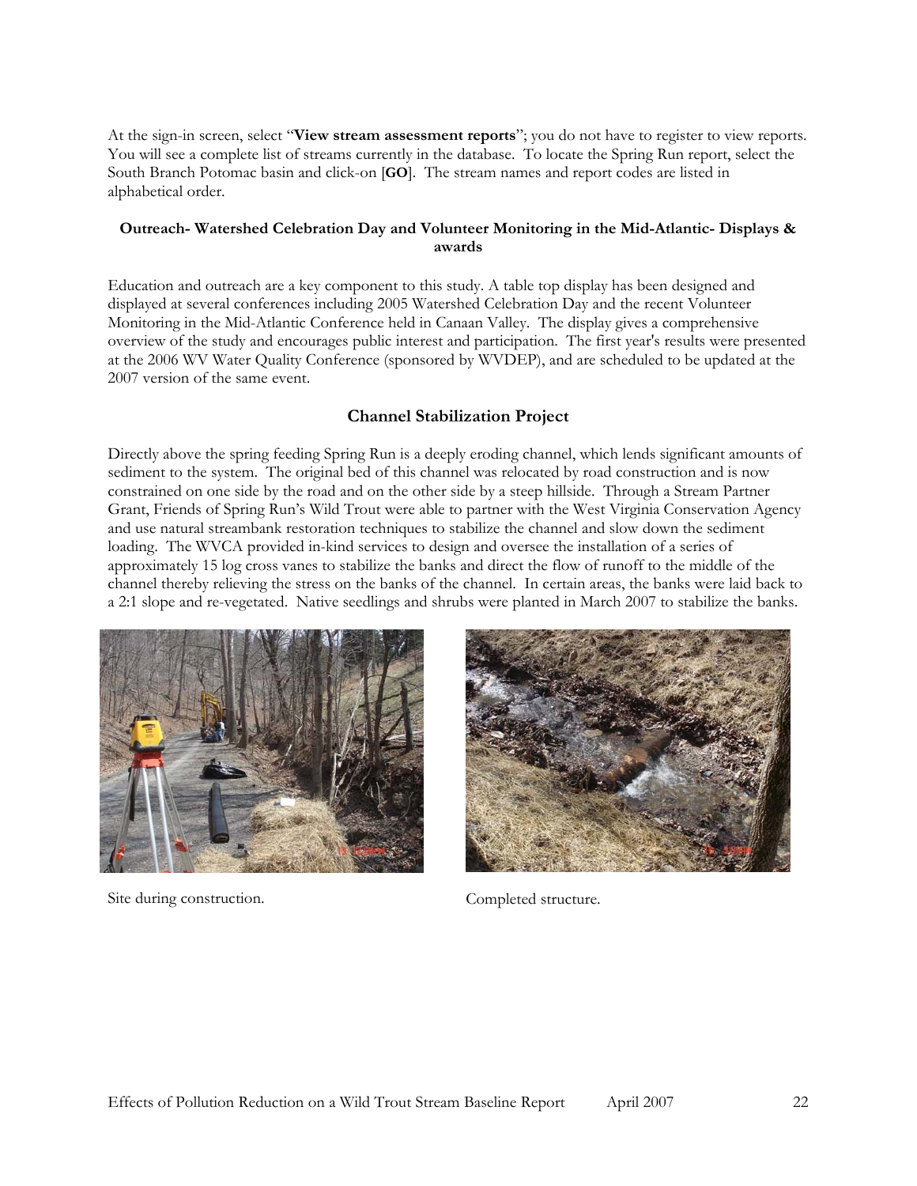At the sign-in screen, select "**View stream assessment reports**"; you do not have to register to view reports. You will see a complete list of streams currently in the database. To locate the Spring Run report, select the South Branch Potomac basin and click-on [**GO**]. The stream names and report codes are listed in alphabetical order.

**Outreach- Watershed Celebration Day and Volunteer Monitoring in the Mid-Atlantic- Displays & awards**

Education and outreach are a key component to this study. A table top display has been designed and displayed at several conferences including 2005 Watershed Celebration Day and the recent Volunteer Monitoring in the Mid-Atlantic Conference held in Canaan Valley. The display gives a comprehensive overview of the study and encourages public interest and participation. The first year's results were presented at the 2006 WV Water Quality Conference (sponsored by WVDEP), and are scheduled to be updated at the 2007 version of the same event.

## Channel Stabilization Project

Directly above the spring feeding Spring Run is a deeply eroding channel, which lends significant amounts of sediment to the system. The original bed of this channel was relocated by road construction and is now constrained on one side by the road and on the other side by a steep hillside. Through a Stream Partner Grant, Friends of Spring Run's Wild Trout were able to partner with the West Virginia Conservation Agency and use natural streambank restoration techniques to stabilize the channel and slow down the sediment loading. The WVCA provided in-kind services to design and oversee the installation of a series of approximately 15 log cross vanes to stabilize the banks and direct the flow of runoff to the middle of the channel thereby relieving the stress on the banks of the channel. In certain areas, the banks were laid back to a 2:1 slope and re-vegetated. Native seedlings and shrubs were planted in March 2007 to stabilize the banks.

Site during construction.

Completed structure.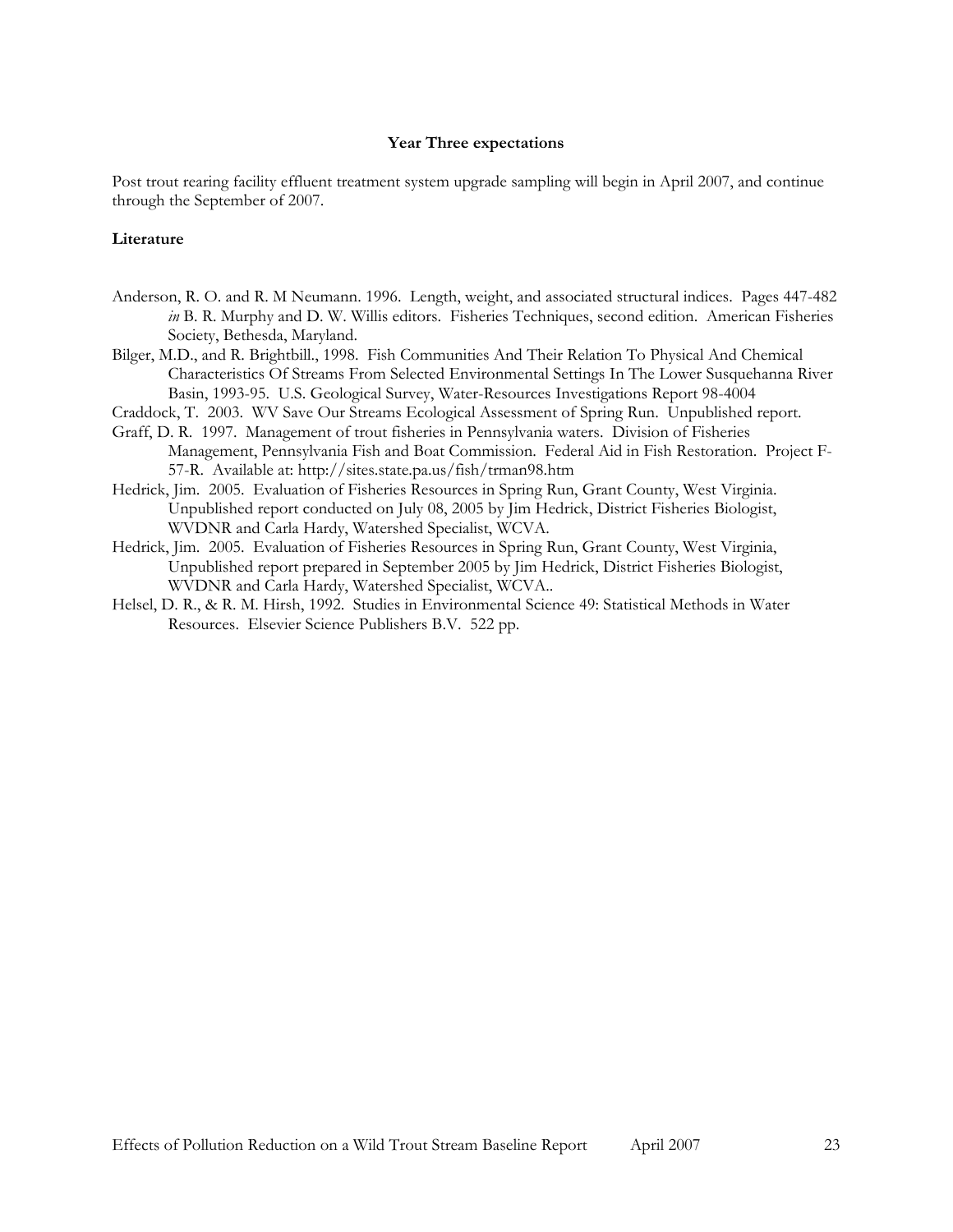**Year Three expectations**

Post trout rearing facility effluent treatment system upgrade sampling will begin in April 2007, and continue through the September of 2007.

**Literature**

Anderson, R. O. and R. M Neumann. 1996. Length, weight, and associated structural indices. Pages 447-482 *in* B. R. Murphy and D. W. Willis editors. Fisheries Techniques, second edition. American Fisheries Society, Bethesda, Maryland.

Bilger, M.D., and R. Brightbill., 1998. Fish Communities And Their Relation To Physical And Chemical Characteristics Of Streams From Selected Environmental Settings In The Lower Susquehanna River Basin, 1993-95. U.S. Geological Survey, Water-Resources Investigations Report 98-4004

Craddock, T. 2003. WV Save Our Streams Ecological Assessment of Spring Run. Unpublished report.

Graff, D. R. 1997. Management of trout fisheries in Pennsylvania waters. Division of Fisheries Management, Pennsylvania Fish and Boat Commission. Federal Aid in Fish Restoration. Project F-57-R. Available at: http://sites.state.pa.us/fish/trman98.htm

Hedrick, Jim. 2005. Evaluation of Fisheries Resources in Spring Run, Grant County, West Virginia. Unpublished report conducted on July 08, 2005 by Jim Hedrick, District Fisheries Biologist, WVDNR and Carla Hardy, Watershed Specialist, WCVA.

Hedrick, Jim. 2005. Evaluation of Fisheries Resources in Spring Run, Grant County, West Virginia, Unpublished report prepared in September 2005 by Jim Hedrick, District Fisheries Biologist, WVDNR and Carla Hardy, Watershed Specialist, WCVA..

Helsel, D. R., & R. M. Hirsh, 1992. Studies in Environmental Science 49: Statistical Methods in Water Resources. Elsevier Science Publishers B.V. 522 pp.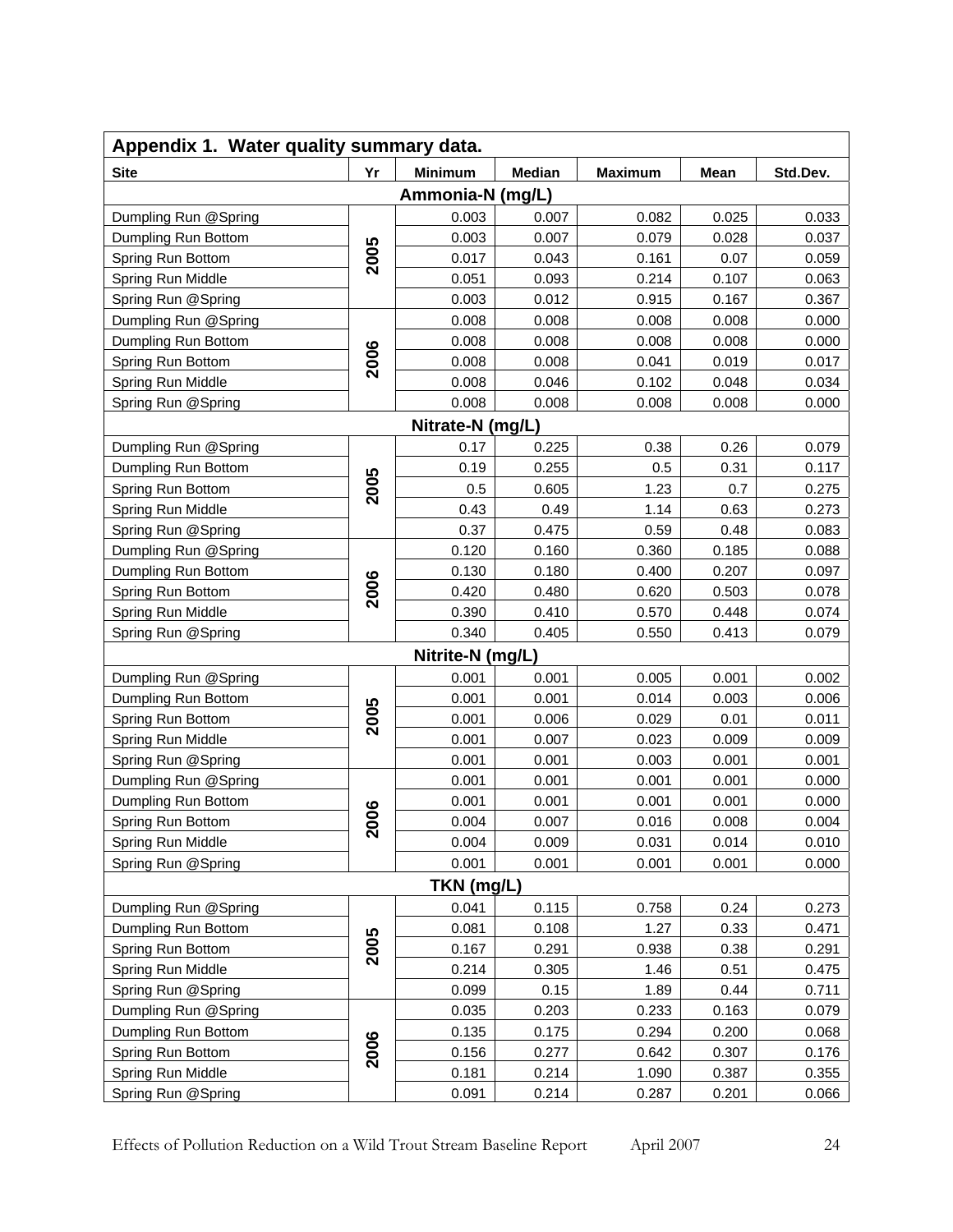**Appendix 1. Water quality summary data.**

| Site | Yr | Minimum | Median | Maximum | Mean | Std.Dev. |
|---|---|---|---|---|---|---|
| **Ammonia-N (mg/L)** | | | | | | |
| Dumpling Run @Spring | 2005 | 0.003 | 0.007 | 0.082 | 0.025 | 0.033 |
| Dumpling Run Bottom | 2005 | 0.003 | 0.007 | 0.079 | 0.028 | 0.037 |
| Spring Run Bottom | 2005 | 0.017 | 0.043 | 0.161 | 0.07 | 0.059 |
| Spring Run Middle | 2005 | 0.051 | 0.093 | 0.214 | 0.107 | 0.063 |
| Spring Run @Spring | 2005 | 0.003 | 0.012 | 0.915 | 0.167 | 0.367 |
| Dumpling Run @Spring | 2006 | 0.008 | 0.008 | 0.008 | 0.008 | 0.000 |
| Dumpling Run Bottom | 2006 | 0.008 | 0.008 | 0.008 | 0.008 | 0.000 |
| Spring Run Bottom | 2006 | 0.008 | 0.008 | 0.041 | 0.019 | 0.017 |
| Spring Run Middle | 2006 | 0.008 | 0.046 | 0.102 | 0.048 | 0.034 |
| Spring Run @Spring | 2006 | 0.008 | 0.008 | 0.008 | 0.008 | 0.000 |
| **Nitrate-N (mg/L)** | | | | | | |
| Dumpling Run @Spring | 2005 | 0.17 | 0.225 | 0.38 | 0.26 | 0.079 |
| Dumpling Run Bottom | 2005 | 0.19 | 0.255 | 0.5 | 0.31 | 0.117 |
| Spring Run Bottom | 2005 | 0.5 | 0.605 | 1.23 | 0.7 | 0.275 |
| Spring Run Middle | 2005 | 0.43 | 0.49 | 1.14 | 0.63 | 0.273 |
| Spring Run @Spring | 2005 | 0.37 | 0.475 | 0.59 | 0.48 | 0.083 |
| Dumpling Run @Spring | 2006 | 0.120 | 0.160 | 0.360 | 0.185 | 0.088 |
| Dumpling Run Bottom | 2006 | 0.130 | 0.180 | 0.400 | 0.207 | 0.097 |
| Spring Run Bottom | 2006 | 0.420 | 0.480 | 0.620 | 0.503 | 0.078 |
| Spring Run Middle | 2006 | 0.390 | 0.410 | 0.570 | 0.448 | 0.074 |
| Spring Run @Spring | 2006 | 0.340 | 0.405 | 0.550 | 0.413 | 0.079 |
| **Nitrite-N (mg/L)** | | | | | | |
| Dumpling Run @Spring | 2005 | 0.001 | 0.001 | 0.005 | 0.001 | 0.002 |
| Dumpling Run Bottom | 2005 | 0.001 | 0.001 | 0.014 | 0.003 | 0.006 |
| Spring Run Bottom | 2005 | 0.001 | 0.006 | 0.029 | 0.01 | 0.011 |
| Spring Run Middle | 2005 | 0.001 | 0.007 | 0.023 | 0.009 | 0.009 |
| Spring Run @Spring | 2005 | 0.001 | 0.001 | 0.003 | 0.001 | 0.001 |
| Dumpling Run @Spring | 2006 | 0.001 | 0.001 | 0.001 | 0.001 | 0.000 |
| Dumpling Run Bottom | 2006 | 0.001 | 0.001 | 0.001 | 0.001 | 0.000 |
| Spring Run Bottom | 2006 | 0.004 | 0.007 | 0.016 | 0.008 | 0.004 |
| Spring Run Middle | 2006 | 0.004 | 0.009 | 0.031 | 0.014 | 0.010 |
| Spring Run @Spring | 2006 | 0.001 | 0.001 | 0.001 | 0.001 | 0.000 |
| **TKN (mg/L)** | | | | | | |
| Dumpling Run @Spring | 2005 | 0.041 | 0.115 | 0.758 | 0.24 | 0.273 |
| Dumpling Run Bottom | 2005 | 0.081 | 0.108 | 1.27 | 0.33 | 0.471 |
| Spring Run Bottom | 2005 | 0.167 | 0.291 | 0.938 | 0.38 | 0.291 |
| Spring Run Middle | 2005 | 0.214 | 0.305 | 1.46 | 0.51 | 0.475 |
| Spring Run @Spring | 2005 | 0.099 | 0.15 | 1.89 | 0.44 | 0.711 |
| Dumpling Run @Spring | 2006 | 0.035 | 0.203 | 0.233 | 0.163 | 0.079 |
| Dumpling Run Bottom | 2006 | 0.135 | 0.175 | 0.294 | 0.200 | 0.068 |
| Spring Run Bottom | 2006 | 0.156 | 0.277 | 0.642 | 0.307 | 0.176 |
| Spring Run Middle | 2006 | 0.181 | 0.214 | 1.090 | 0.387 | 0.355 |
| Spring Run @Spring | 2006 | 0.091 | 0.214 | 0.287 | 0.201 | 0.066 |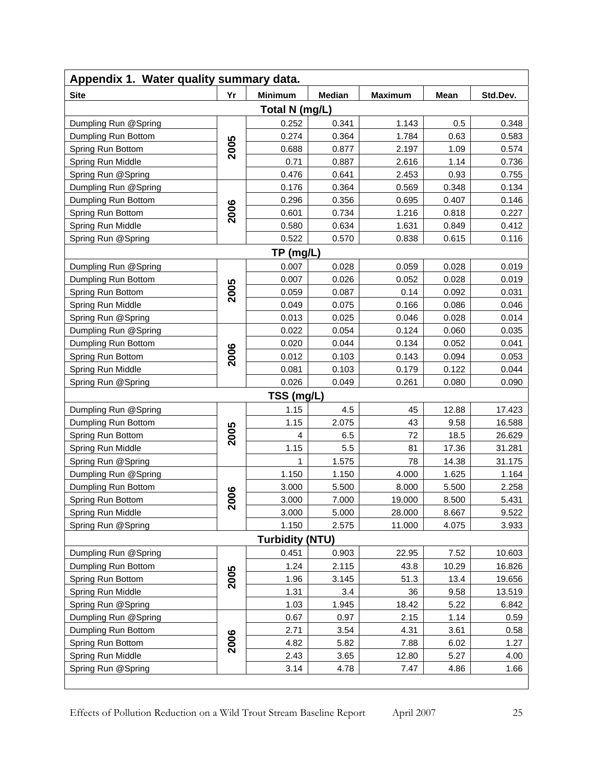## Appendix 1. Water quality summary data.

| Site | Yr | Minimum | Median | Maximum | Mean | Std.Dev. |
|---|---|---|---|---|---|---|
| **Total N (mg/L)** | | | | | | |
| Dumpling Run @Spring | 2005 | 0.252 | 0.341 | 1.143 | 0.5 | 0.348 |
| Dumpling Run Bottom | | 0.274 | 0.364 | 1.784 | 0.63 | 0.583 |
| Spring Run Bottom | | 0.688 | 0.877 | 2.197 | 1.09 | 0.574 |
| Spring Run Middle | | 0.71 | 0.887 | 2.616 | 1.14 | 0.736 |
| Spring Run @Spring | | 0.476 | 0.641 | 2.453 | 0.93 | 0.755 |
| Dumpling Run @Spring | 2006 | 0.176 | 0.364 | 0.569 | 0.348 | 0.134 |
| Dumpling Run Bottom | | 0.296 | 0.356 | 0.695 | 0.407 | 0.146 |
| Spring Run Bottom | | 0.601 | 0.734 | 1.216 | 0.818 | 0.227 |
| Spring Run Middle | | 0.580 | 0.634 | 1.631 | 0.849 | 0.412 |
| Spring Run @Spring | | 0.522 | 0.570 | 0.838 | 0.615 | 0.116 |
| **TP (mg/L)** | | | | | | |
| Dumpling Run @Spring | 2005 | 0.007 | 0.028 | 0.059 | 0.028 | 0.019 |
| Dumpling Run Bottom | | 0.007 | 0.026 | 0.052 | 0.028 | 0.019 |
| Spring Run Bottom | | 0.059 | 0.087 | 0.14 | 0.092 | 0.031 |
| Spring Run Middle | | 0.049 | 0.075 | 0.166 | 0.086 | 0.046 |
| Spring Run @Spring | | 0.013 | 0.025 | 0.046 | 0.028 | 0.014 |
| Dumpling Run @Spring | 2006 | 0.022 | 0.054 | 0.124 | 0.060 | 0.035 |
| Dumpling Run Bottom | | 0.020 | 0.044 | 0.134 | 0.052 | 0.041 |
| Spring Run Bottom | | 0.012 | 0.103 | 0.143 | 0.094 | 0.053 |
| Spring Run Middle | | 0.081 | 0.103 | 0.179 | 0.122 | 0.044 |
| Spring Run @Spring | | 0.026 | 0.049 | 0.261 | 0.080 | 0.090 |
| **TSS (mg/L)** | | | | | | |
| Dumpling Run @Spring | 2005 | 1.15 | 4.5 | 45 | 12.88 | 17.423 |
| Dumpling Run Bottom | | 1.15 | 2.075 | 43 | 9.58 | 16.588 |
| Spring Run Bottom | | 4 | 6.5 | 72 | 18.5 | 26.629 |
| Spring Run Middle | | 1.15 | 5.5 | 81 | 17.36 | 31.281 |
| Spring Run @Spring | | 1 | 1.575 | 78 | 14.38 | 31.175 |
| Dumpling Run @Spring | 2006 | 1.150 | 1.150 | 4.000 | 1.625 | 1.164 |
| Dumpling Run Bottom | | 3.000 | 5.500 | 8.000 | 5.500 | 2.258 |
| Spring Run Bottom | | 3.000 | 7.000 | 19.000 | 8.500 | 5.431 |
| Spring Run Middle | | 3.000 | 5.000 | 28.000 | 8.667 | 9.522 |
| Spring Run @Spring | | 1.150 | 2.575 | 11.000 | 4.075 | 3.933 |
| **Turbidity (NTU)** | | | | | | |
| Dumpling Run @Spring | 2005 | 0.451 | 0.903 | 22.95 | 7.52 | 10.603 |
| Dumpling Run Bottom | | 1.24 | 2.115 | 43.8 | 10.29 | 16.826 |
| Spring Run Bottom | | 1.96 | 3.145 | 51.3 | 13.4 | 19.656 |
| Spring Run Middle | | 1.31 | 3.4 | 36 | 9.58 | 13.519 |
| Spring Run @Spring | | 1.03 | 1.945 | 18.42 | 5.22 | 6.842 |
| Dumpling Run @Spring | 2006 | 0.67 | 0.97 | 2.15 | 1.14 | 0.59 |
| Dumpling Run Bottom | | 2.71 | 3.54 | 4.31 | 3.61 | 0.58 |
| Spring Run Bottom | | 4.82 | 5.82 | 7.88 | 6.02 | 1.27 |
| Spring Run Middle | | 2.43 | 3.65 | 12.80 | 5.27 | 4.00 |
| Spring Run @Spring | | 3.14 | 4.78 | 7.47 | 4.86 | 1.66 |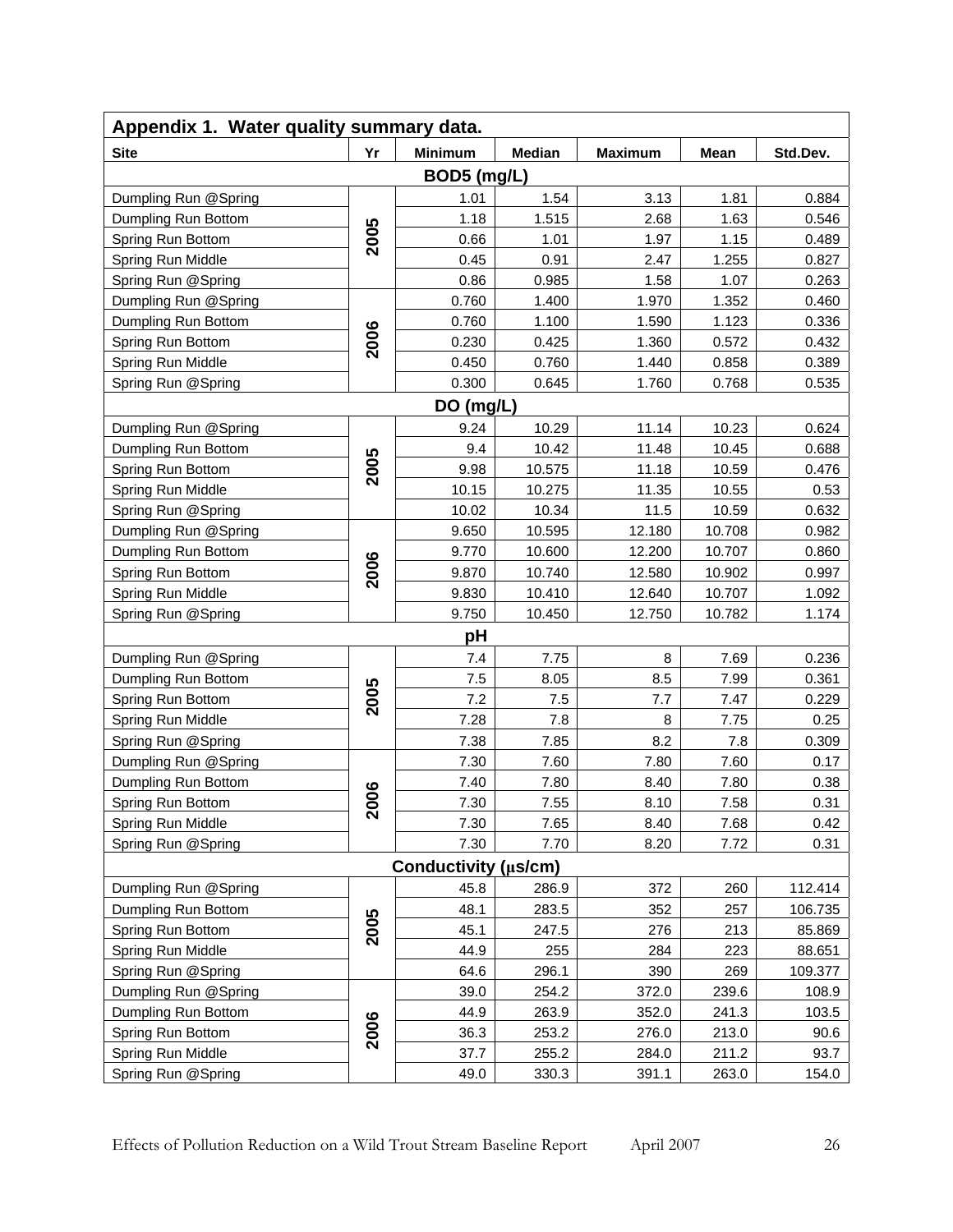## Appendix 1. Water quality summary data.

| Site | Yr | Minimum | Median | Maximum | Mean | Std.Dev. |
|---|---|---|---|---|---|---|
| **BOD5 (mg/L)** | | | | | | |
| Dumpling Run @Spring | 2005 | 1.01 | 1.54 | 3.13 | 1.81 | 0.884 |
| Dumpling Run Bottom | | 1.18 | 1.515 | 2.68 | 1.63 | 0.546 |
| Spring Run Bottom | | 0.66 | 1.01 | 1.97 | 1.15 | 0.489 |
| Spring Run Middle | | 0.45 | 0.91 | 2.47 | 1.255 | 0.827 |
| Spring Run @Spring | | 0.86 | 0.985 | 1.58 | 1.07 | 0.263 |
| Dumpling Run @Spring | 2006 | 0.760 | 1.400 | 1.970 | 1.352 | 0.460 |
| Dumpling Run Bottom | | 0.760 | 1.100 | 1.590 | 1.123 | 0.336 |
| Spring Run Bottom | | 0.230 | 0.425 | 1.360 | 0.572 | 0.432 |
| Spring Run Middle | | 0.450 | 0.760 | 1.440 | 0.858 | 0.389 |
| Spring Run @Spring | | 0.300 | 0.645 | 1.760 | 0.768 | 0.535 |
| **DO (mg/L)** | | | | | | |
| Dumpling Run @Spring | 2005 | 9.24 | 10.29 | 11.14 | 10.23 | 0.624 |
| Dumpling Run Bottom | | 9.4 | 10.42 | 11.48 | 10.45 | 0.688 |
| Spring Run Bottom | | 9.98 | 10.575 | 11.18 | 10.59 | 0.476 |
| Spring Run Middle | | 10.15 | 10.275 | 11.35 | 10.55 | 0.53 |
| Spring Run @Spring | | 10.02 | 10.34 | 11.5 | 10.59 | 0.632 |
| Dumpling Run @Spring | 2006 | 9.650 | 10.595 | 12.180 | 10.708 | 0.982 |
| Dumpling Run Bottom | | 9.770 | 10.600 | 12.200 | 10.707 | 0.860 |
| Spring Run Bottom | | 9.870 | 10.740 | 12.580 | 10.902 | 0.997 |
| Spring Run Middle | | 9.830 | 10.410 | 12.640 | 10.707 | 1.092 |
| Spring Run @Spring | | 9.750 | 10.450 | 12.750 | 10.782 | 1.174 |
| **pH** | | | | | | |
| Dumpling Run @Spring | 2005 | 7.4 | 7.75 | 8 | 7.69 | 0.236 |
| Dumpling Run Bottom | | 7.5 | 8.05 | 8.5 | 7.99 | 0.361 |
| Spring Run Bottom | | 7.2 | 7.5 | 7.7 | 7.47 | 0.229 |
| Spring Run Middle | | 7.28 | 7.8 | 8 | 7.75 | 0.25 |
| Spring Run @Spring | | 7.38 | 7.85 | 8.2 | 7.8 | 0.309 |
| Dumpling Run @Spring | 2006 | 7.30 | 7.60 | 7.80 | 7.60 | 0.17 |
| Dumpling Run Bottom | | 7.40 | 7.80 | 8.40 | 7.80 | 0.38 |
| Spring Run Bottom | | 7.30 | 7.55 | 8.10 | 7.58 | 0.31 |
| Spring Run Middle | | 7.30 | 7.65 | 8.40 | 7.68 | 0.42 |
| Spring Run @Spring | | 7.30 | 7.70 | 8.20 | 7.72 | 0.31 |
| **Conductivity (μs/cm)** | | | | | | |
| Dumpling Run @Spring | 2005 | 45.8 | 286.9 | 372 | 260 | 112.414 |
| Dumpling Run Bottom | | 48.1 | 283.5 | 352 | 257 | 106.735 |
| Spring Run Bottom | | 45.1 | 247.5 | 276 | 213 | 85.869 |
| Spring Run Middle | | 44.9 | 255 | 284 | 223 | 88.651 |
| Spring Run @Spring | | 64.6 | 296.1 | 390 | 269 | 109.377 |
| Dumpling Run @Spring | 2006 | 39.0 | 254.2 | 372.0 | 239.6 | 108.9 |
| Dumpling Run Bottom | | 44.9 | 263.9 | 352.0 | 241.3 | 103.5 |
| Spring Run Bottom | | 36.3 | 253.2 | 276.0 | 213.0 | 90.6 |
| Spring Run Middle | | 37.7 | 255.2 | 284.0 | 211.2 | 93.7 |
| Spring Run @Spring | | 49.0 | 330.3 | 391.1 | 263.0 | 154.0 |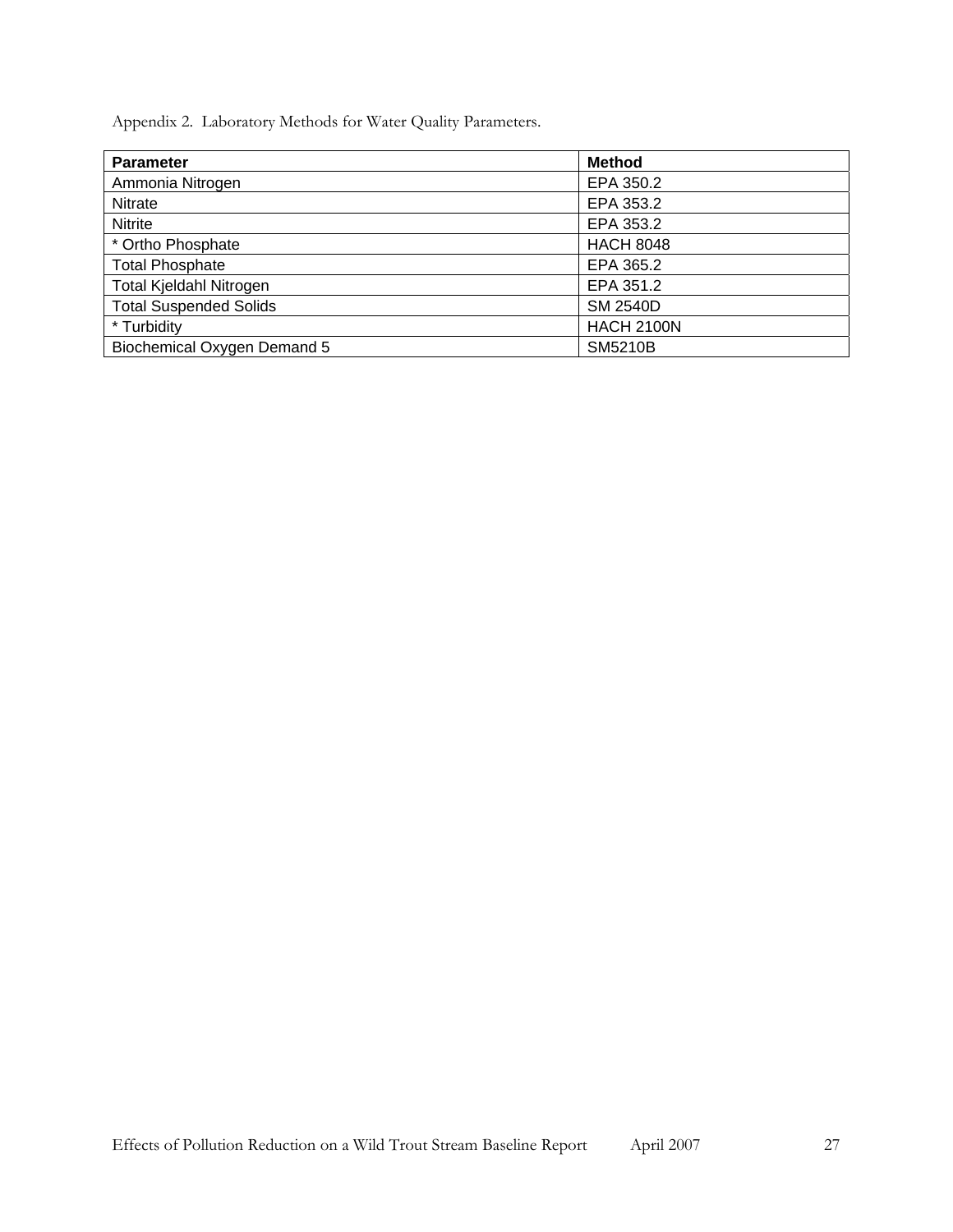Appendix 2. Laboratory Methods for Water Quality Parameters.

| Parameter | Method |
|---|---|
| Ammonia Nitrogen | EPA 350.2 |
| Nitrate | EPA 353.2 |
| Nitrite | EPA 353.2 |
| * Ortho Phosphate | HACH 8048 |
| Total Phosphate | EPA 365.2 |
| Total Kjeldahl Nitrogen | EPA 351.2 |
| Total Suspended Solids | SM 2540D |
| * Turbidity | HACH 2100N |
| Biochemical Oxygen Demand 5 | SM5210B |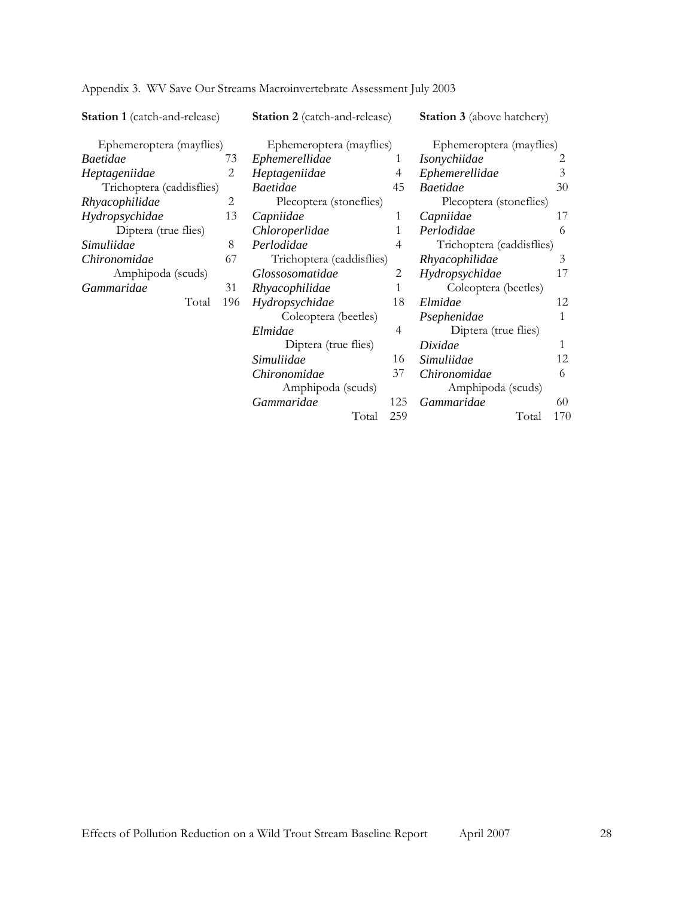Appendix 3. WV Save Our Streams Macroinvertebrate Assessment July 2003

**Station 1** (catch-and-release)

| Taxon | Count |
|---|---|
| Ephemeroptera (mayflies) | |
| *Baetidae* | 73 |
| *Heptageniidae* | 2 |
| Trichoptera (caddisflies) | |
| *Rhyacophilidae* | 2 |
| *Hydropsychidae* | 13 |
| Diptera (true flies) | |
| *Simuliidae* | 8 |
| *Chironomidae* | 67 |
| Amphipoda (scuds) | |
| *Gammaridae* | 31 |
| Total | 196 |

**Station 2** (catch-and-release)

| Taxon | Count |
|---|---|
| Ephemeroptera (mayflies) | |
| *Ephemerellidae* | 1 |
| *Heptageniidae* | 4 |
| *Baetidae* | 45 |
| Plecoptera (stoneflies) | |
| *Capniidae* | 1 |
| *Chloroperlidae* | 1 |
| *Perlodidae* | 4 |
| Trichoptera (caddisflies) | |
| *Glossosomatidae* | 2 |
| *Rhyacophilidae* | 1 |
| *Hydropsychidae* | 18 |
| Coleoptera (beetles) | |
| *Elmidae* | 4 |
| Diptera (true flies) | |
| *Simuliidae* | 16 |
| *Chironomidae* | 37 |
| Amphipoda (scuds) | |
| *Gammaridae* | 125 |
| Total | 259 |

**Station 3** (above hatchery)

| Taxon | Count |
|---|---|
| Ephemeroptera (mayflies) | |
| *Isonychiidae* | 2 |
| *Ephemerellidae* | 3 |
| *Baetidae* | 30 |
| Plecoptera (stoneflies) | |
| *Capniidae* | 17 |
| *Perlodidae* | 6 |
| Trichoptera (caddisflies) | |
| *Rhyacophilidae* | 3 |
| *Hydropsychidae* | 17 |
| Coleoptera (beetles) | |
| *Elmidae* | 12 |
| *Psephenidae* | 1 |
| Diptera (true flies) | |
| *Dixidae* | 1 |
| *Simuliidae* | 12 |
| *Chironomidae* | 6 |
| Amphipoda (scuds) | |
| *Gammaridae* | 60 |
| Total | 170 |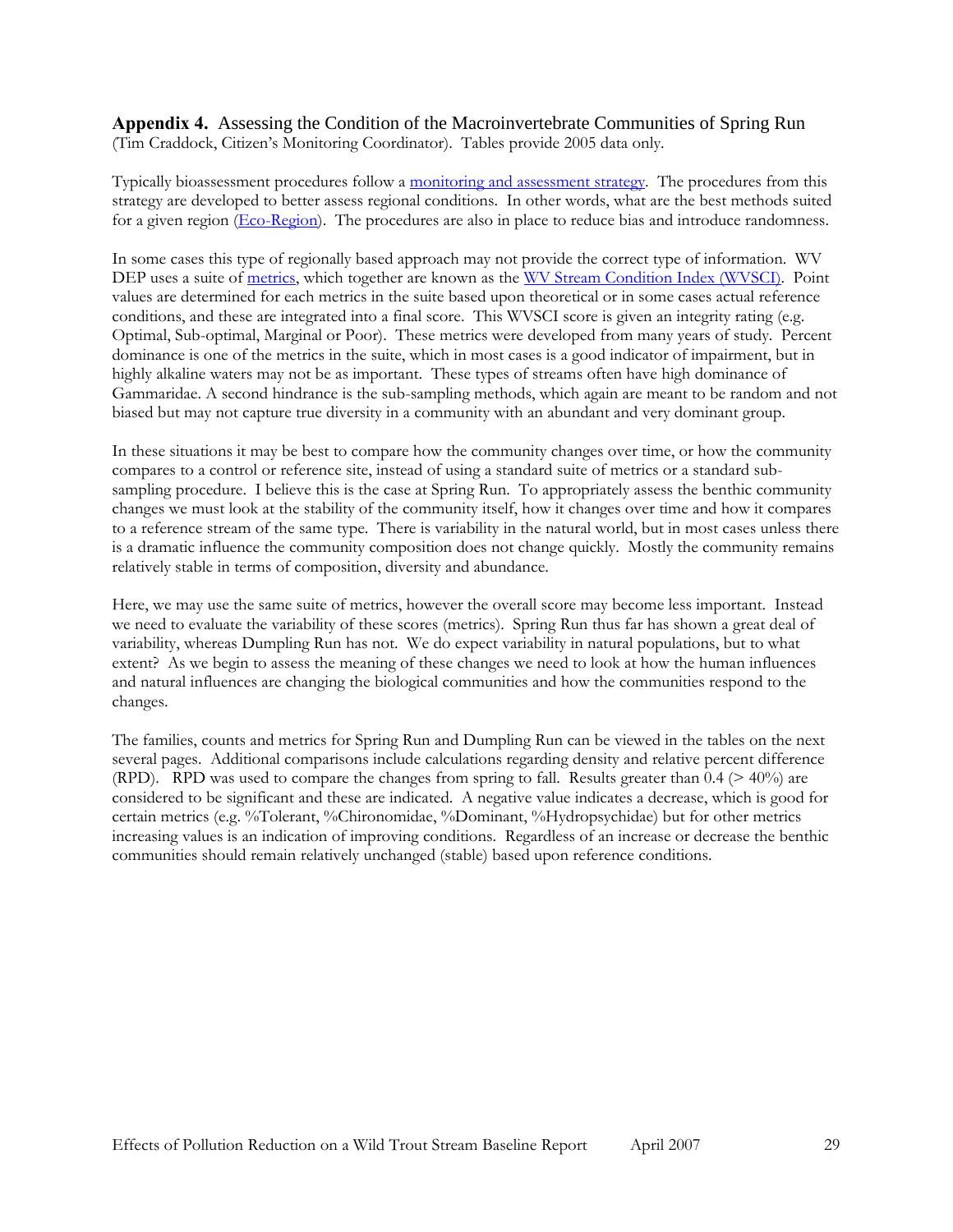**Appendix 4.** Assessing the Condition of the Macroinvertebrate Communities of Spring Run (Tim Craddock, Citizen's Monitoring Coordinator). Tables provide 2005 data only.

Typically bioassessment procedures follow a monitoring and assessment strategy. The procedures from this strategy are developed to better assess regional conditions. In other words, what are the best methods suited for a given region (Eco-Region). The procedures are also in place to reduce bias and introduce randomness.

In some cases this type of regionally based approach may not provide the correct type of information. WV DEP uses a suite of metrics, which together are known as the WV Stream Condition Index (WVSCI). Point values are determined for each metrics in the suite based upon theoretical or in some cases actual reference conditions, and these are integrated into a final score. This WVSCI score is given an integrity rating (e.g. Optimal, Sub-optimal, Marginal or Poor). These metrics were developed from many years of study. Percent dominance is one of the metrics in the suite, which in most cases is a good indicator of impairment, but in highly alkaline waters may not be as important. These types of streams often have high dominance of Gammaridae. A second hindrance is the sub-sampling methods, which again are meant to be random and not biased but may not capture true diversity in a community with an abundant and very dominant group.

In these situations it may be best to compare how the community changes over time, or how the community compares to a control or reference site, instead of using a standard suite of metrics or a standard sub-sampling procedure. I believe this is the case at Spring Run. To appropriately assess the benthic community changes we must look at the stability of the community itself, how it changes over time and how it compares to a reference stream of the same type. There is variability in the natural world, but in most cases unless there is a dramatic influence the community composition does not change quickly. Mostly the community remains relatively stable in terms of composition, diversity and abundance.

Here, we may use the same suite of metrics, however the overall score may become less important. Instead we need to evaluate the variability of these scores (metrics). Spring Run thus far has shown a great deal of variability, whereas Dumpling Run has not. We do expect variability in natural populations, but to what extent? As we begin to assess the meaning of these changes we need to look at how the human influences and natural influences are changing the biological communities and how the communities respond to the changes.

The families, counts and metrics for Spring Run and Dumpling Run can be viewed in the tables on the next several pages. Additional comparisons include calculations regarding density and relative percent difference (RPD). RPD was used to compare the changes from spring to fall. Results greater than 0.4 (> 40%) are considered to be significant and these are indicated. A negative value indicates a decrease, which is good for certain metrics (e.g. %Tolerant, %Chironomidae, %Dominant, %Hydropsychidae) but for other metrics increasing values is an indication of improving conditions. Regardless of an increase or decrease the benthic communities should remain relatively unchanged (stable) based upon reference conditions.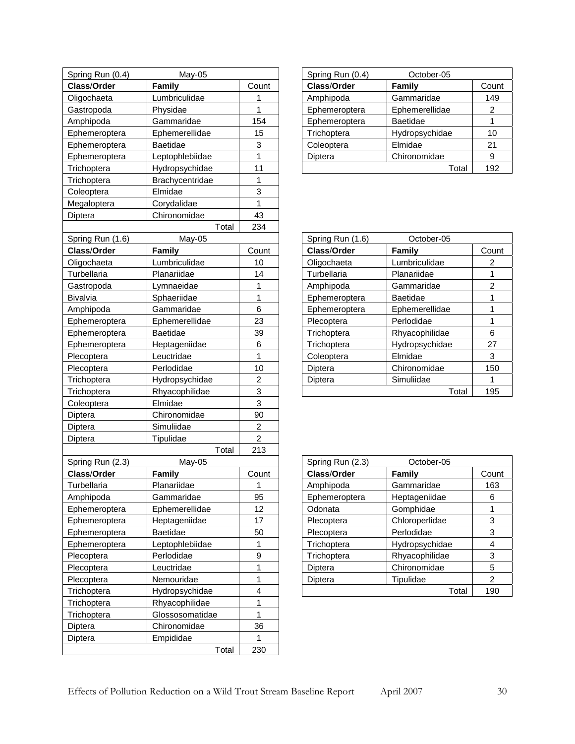| Spring Run (0.4) | May-05 | |
|---|---|---|
| **Class/Order** | **Family** | Count |
| Oligochaeta | Lumbriculidae | 1 |
| Gastropoda | Physidae | 1 |
| Amphipoda | Gammaridae | 154 |
| Ephemeroptera | Ephemerellidae | 15 |
| Ephemeroptera | Baetidae | 3 |
| Ephemeroptera | Leptophlebiidae | 1 |
| Trichoptera | Hydropsychidae | 11 |
| Trichoptera | Brachycentridae | 1 |
| Coleoptera | Elmidae | 3 |
| Megaloptera | Corydalidae | 1 |
| Diptera | Chironomidae | 43 |
| | Total | 234 |

| Spring Run (0.4) | October-05 | |
|---|---|---|
| **Class/Order** | **Family** | Count |
| Amphipoda | Gammaridae | 149 |
| Ephemeroptera | Ephemerellidae | 2 |
| Ephemeroptera | Baetidae | 1 |
| Trichoptera | Hydropsychidae | 10 |
| Coleoptera | Elmidae | 21 |
| Diptera | Chironomidae | 9 |
| | Total | 192 |

| Spring Run (1.6) | May-05 | |
|---|---|---|
| **Class/Order** | **Family** | Count |
| Oligochaeta | Lumbriculidae | 10 |
| Turbellaria | Planariidae | 14 |
| Gastropoda | Lymnaeidae | 1 |
| Bivalvia | Sphaeriidae | 1 |
| Amphipoda | Gammaridae | 6 |
| Ephemeroptera | Ephemerellidae | 23 |
| Ephemeroptera | Baetidae | 39 |
| Ephemeroptera | Heptageniidae | 6 |
| Plecoptera | Leuctridae | 1 |
| Plecoptera | Perlodidae | 10 |
| Trichoptera | Hydropsychidae | 2 |
| Trichoptera | Rhyacophilidae | 3 |
| Coleoptera | Elmidae | 3 |
| Diptera | Chironomidae | 90 |
| Diptera | Simuliidae | 2 |
| Diptera | Tipulidae | 2 |
| | Total | 213 |

| Spring Run (1.6) | October-05 | |
|---|---|---|
| **Class/Order** | **Family** | Count |
| Oligochaeta | Lumbriculidae | 2 |
| Turbellaria | Planariidae | 1 |
| Amphipoda | Gammaridae | 2 |
| Ephemeroptera | Baetidae | 1 |
| Ephemeroptera | Ephemerellidae | 1 |
| Plecoptera | Perlodidae | 1 |
| Trichoptera | Rhyacophilidae | 6 |
| Trichoptera | Hydropsychidae | 27 |
| Coleoptera | Elmidae | 3 |
| Diptera | Chironomidae | 150 |
| Diptera | Simuliidae | 1 |
| | Total | 195 |

| Spring Run (2.3) | May-05 | |
|---|---|---|
| **Class/Order** | **Family** | Count |
| Turbellaria | Planariidae | 1 |
| Amphipoda | Gammaridae | 95 |
| Ephemeroptera | Ephemerellidae | 12 |
| Ephemeroptera | Heptageniidae | 17 |
| Ephemeroptera | Baetidae | 50 |
| Ephemeroptera | Leptophlebiidae | 1 |
| Plecoptera | Perlodidae | 9 |
| Plecoptera | Leuctridae | 1 |
| Plecoptera | Nemouridae | 1 |
| Trichoptera | Hydropsychidae | 4 |
| Trichoptera | Rhyacophilidae | 1 |
| Trichoptera | Glossosomatidae | 1 |
| Diptera | Chironomidae | 36 |
| Diptera | Empididae | 1 |
| | Total | 230 |

| Spring Run (2.3) | October-05 | |
|---|---|---|
| **Class/Order** | **Family** | Count |
| Amphipoda | Gammaridae | 163 |
| Ephemeroptera | Heptageniidae | 6 |
| Odonata | Gomphidae | 1 |
| Plecoptera | Chloroperlidae | 3 |
| Plecoptera | Perlodidae | 3 |
| Trichoptera | Hydropsychidae | 4 |
| Trichoptera | Rhyacophilidae | 3 |
| Diptera | Chironomidae | 5 |
| Diptera | Tipulidae | 2 |
| | Total | 190 |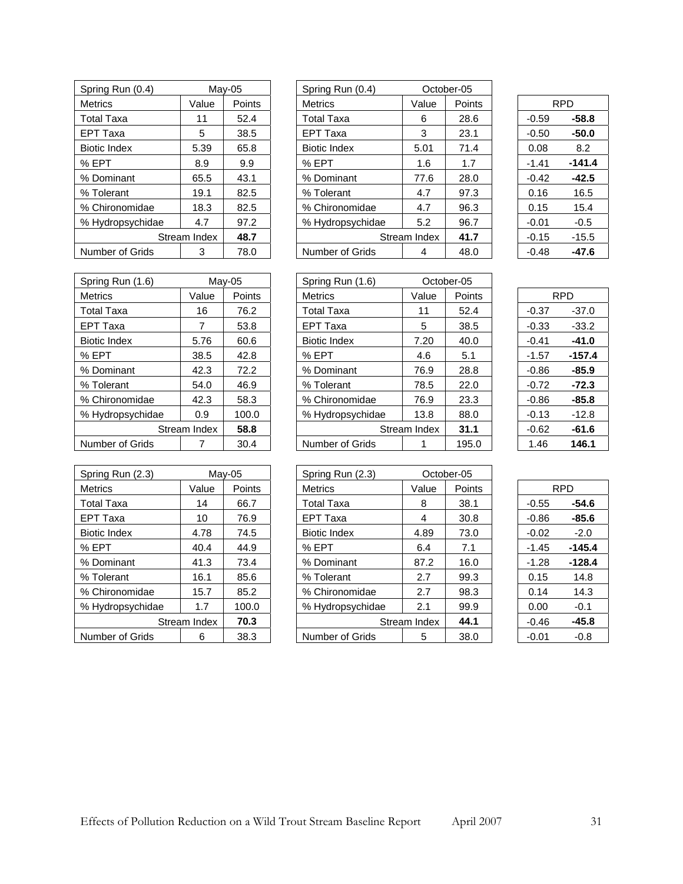| Spring Run (0.4) | May-05 | |
|---|---|---|
| Metrics | Value | Points |
| Total Taxa | 11 | 52.4 |
| EPT Taxa | 5 | 38.5 |
| Biotic Index | 5.39 | 65.8 |
| % EPT | 8.9 | 9.9 |
| % Dominant | 65.5 | 43.1 |
| % Tolerant | 19.1 | 82.5 |
| % Chironomidae | 18.3 | 82.5 |
| % Hydropsychidae | 4.7 | 97.2 |
| | Stream Index | **48.7** |
| Number of Grids | 3 | 78.0 |

| Spring Run (0.4) | October-05 | |
|---|---|---|
| Metrics | Value | Points |
| Total Taxa | 6 | 28.6 |
| EPT Taxa | 3 | 23.1 |
| Biotic Index | 5.01 | 71.4 |
| % EPT | 1.6 | 1.7 |
| % Dominant | 77.6 | 28.0 |
| % Tolerant | 4.7 | 97.3 |
| % Chironomidae | 4.7 | 96.3 |
| % Hydropsychidae | 5.2 | 96.7 |
| | Stream Index | **41.7** |
| Number of Grids | 4 | 48.0 |

| RPD | |
|---|---|
| -0.59 | **-58.8** |
| -0.50 | **-50.0** |
| 0.08 | 8.2 |
| -1.41 | **-141.4** |
| -0.42 | **-42.5** |
| 0.16 | 16.5 |
| 0.15 | 15.4 |
| -0.01 | -0.5 |
| -0.15 | -15.5 |
| -0.48 | **-47.6** |

| Spring Run (1.6) | May-05 | |
|---|---|---|
| Metrics | Value | Points |
| Total Taxa | 16 | 76.2 |
| EPT Taxa | 7 | 53.8 |
| Biotic Index | 5.76 | 60.6 |
| % EPT | 38.5 | 42.8 |
| % Dominant | 42.3 | 72.2 |
| % Tolerant | 54.0 | 46.9 |
| % Chironomidae | 42.3 | 58.3 |
| % Hydropsychidae | 0.9 | 100.0 |
| | Stream Index | **58.8** |
| Number of Grids | 7 | 30.4 |

| Spring Run (1.6) | October-05 | |
|---|---|---|
| Metrics | Value | Points |
| Total Taxa | 11 | 52.4 |
| EPT Taxa | 5 | 38.5 |
| Biotic Index | 7.20 | 40.0 |
| % EPT | 4.6 | 5.1 |
| % Dominant | 76.9 | 28.8 |
| % Tolerant | 78.5 | 22.0 |
| % Chironomidae | 76.9 | 23.3 |
| % Hydropsychidae | 13.8 | 88.0 |
| | Stream Index | **31.1** |
| Number of Grids | 1 | 195.0 |

| RPD | |
|---|---|
| -0.37 | -37.0 |
| -0.33 | -33.2 |
| -0.41 | **-41.0** |
| -1.57 | **-157.4** |
| -0.86 | **-85.9** |
| -0.72 | **-72.3** |
| -0.86 | **-85.8** |
| -0.13 | -12.8 |
| -0.62 | **-61.6** |
| 1.46 | **146.1** |

| Spring Run (2.3) | May-05 | |
|---|---|---|
| Metrics | Value | Points |
| Total Taxa | 14 | 66.7 |
| EPT Taxa | 10 | 76.9 |
| Biotic Index | 4.78 | 74.5 |
| % EPT | 40.4 | 44.9 |
| % Dominant | 41.3 | 73.4 |
| % Tolerant | 16.1 | 85.6 |
| % Chironomidae | 15.7 | 85.2 |
| % Hydropsychidae | 1.7 | 100.0 |
| | Stream Index | **70.3** |
| Number of Grids | 6 | 38.3 |

| Spring Run (2.3) | October-05 | |
|---|---|---|
| Metrics | Value | Points |
| Total Taxa | 8 | 38.1 |
| EPT Taxa | 4 | 30.8 |
| Biotic Index | 4.89 | 73.0 |
| % EPT | 6.4 | 7.1 |
| % Dominant | 87.2 | 16.0 |
| % Tolerant | 2.7 | 99.3 |
| % Chironomidae | 2.7 | 98.3 |
| % Hydropsychidae | 2.1 | 99.9 |
| | Stream Index | **44.1** |
| Number of Grids | 5 | 38.0 |

| RPD | |
|---|---|
| -0.55 | **-54.6** |
| -0.86 | **-85.6** |
| -0.02 | -2.0 |
| -1.45 | **-145.4** |
| -1.28 | **-128.4** |
| 0.15 | 14.8 |
| 0.14 | 14.3 |
| 0.00 | -0.1 |
| -0.46 | **-45.8** |
| -0.01 | -0.8 |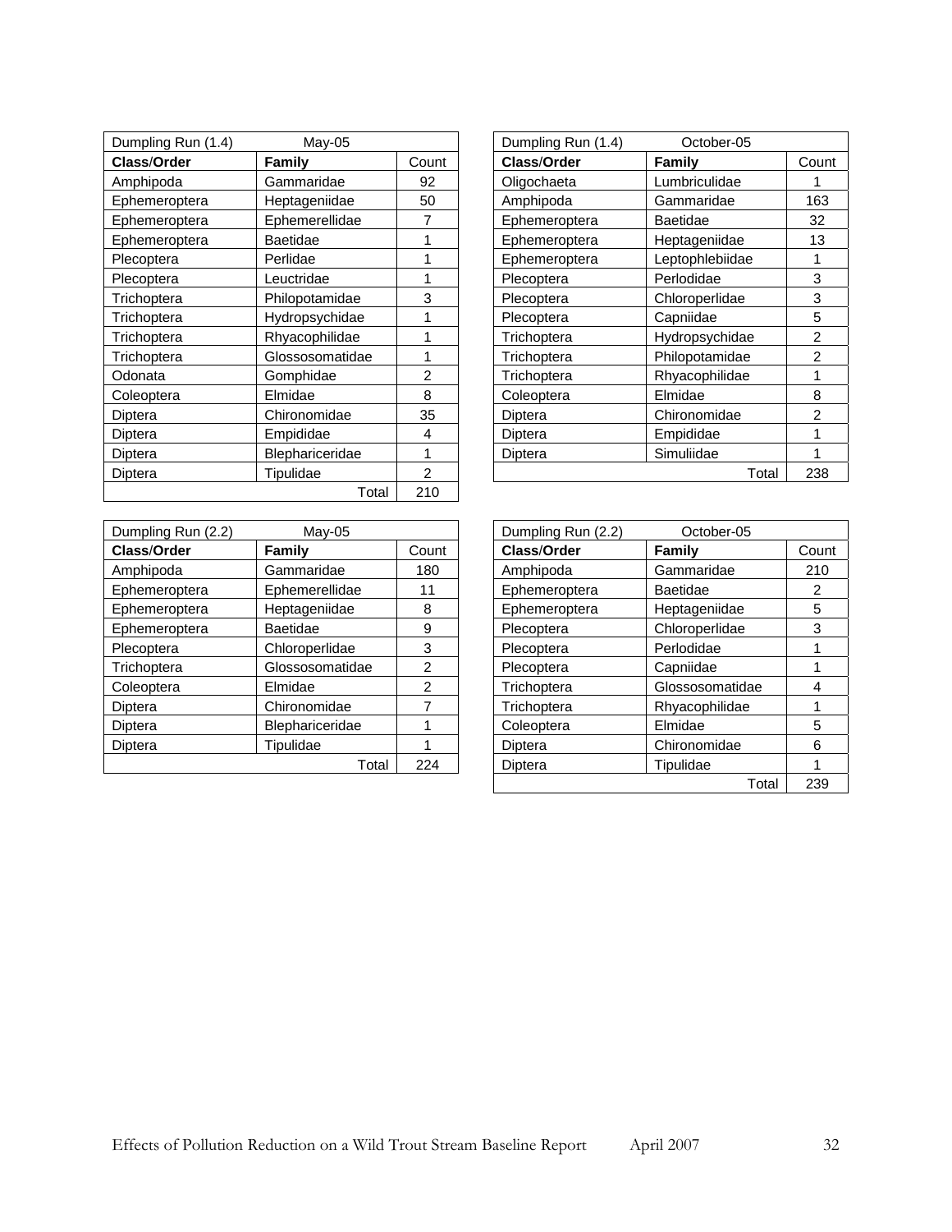| Dumpling Run (1.4) May-05 | | |
|---|---|---|
| **Class/Order** | **Family** | Count |
| Amphipoda | Gammaridae | 92 |
| Ephemeroptera | Heptageniidae | 50 |
| Ephemeroptera | Ephemerellidae | 7 |
| Ephemeroptera | Baetidae | 1 |
| Plecoptera | Perlidae | 1 |
| Plecoptera | Leuctridae | 1 |
| Trichoptera | Philopotamidae | 3 |
| Trichoptera | Hydropsychidae | 1 |
| Trichoptera | Rhyacophilidae | 1 |
| Trichoptera | Glossosomatidae | 1 |
| Odonata | Gomphidae | 2 |
| Coleoptera | Elmidae | 8 |
| Diptera | Chironomidae | 35 |
| Diptera | Empididae | 4 |
| Diptera | Blephariceridae | 1 |
| Diptera | Tipulidae | 2 |
| | Total | 210 |

| Dumpling Run (1.4) October-05 | | |
|---|---|---|
| **Class/Order** | **Family** | Count |
| Oligochaeta | Lumbriculidae | 1 |
| Amphipoda | Gammaridae | 163 |
| Ephemeroptera | Baetidae | 32 |
| Ephemeroptera | Heptageniidae | 13 |
| Ephemeroptera | Leptophlebiidae | 1 |
| Plecoptera | Perlodidae | 3 |
| Plecoptera | Chloroperlidae | 3 |
| Plecoptera | Capniidae | 5 |
| Trichoptera | Hydropsychidae | 2 |
| Trichoptera | Philopotamidae | 2 |
| Trichoptera | Rhyacophilidae | 1 |
| Coleoptera | Elmidae | 8 |
| Diptera | Chironomidae | 2 |
| Diptera | Empididae | 1 |
| Diptera | Simuliidae | 1 |
| | Total | 238 |

| Dumpling Run (2.2) May-05 | | |
|---|---|---|
| **Class/Order** | **Family** | Count |
| Amphipoda | Gammaridae | 180 |
| Ephemeroptera | Ephemerellidae | 11 |
| Ephemeroptera | Heptageniidae | 8 |
| Ephemeroptera | Baetidae | 9 |
| Plecoptera | Chloroperlidae | 3 |
| Trichoptera | Glossosomatidae | 2 |
| Coleoptera | Elmidae | 2 |
| Diptera | Chironomidae | 7 |
| Diptera | Blephariceridae | 1 |
| Diptera | Tipulidae | 1 |
| | Total | 224 |

| Dumpling Run (2.2) October-05 | | |
|---|---|---|
| **Class/Order** | **Family** | Count |
| Amphipoda | Gammaridae | 210 |
| Ephemeroptera | Baetidae | 2 |
| Ephemeroptera | Heptageniidae | 5 |
| Plecoptera | Chloroperlidae | 3 |
| Plecoptera | Perlodidae | 1 |
| Plecoptera | Capniidae | 1 |
| Trichoptera | Glossosomatidae | 4 |
| Trichoptera | Rhyacophilidae | 1 |
| Coleoptera | Elmidae | 5 |
| Diptera | Chironomidae | 6 |
| Diptera | Tipulidae | 1 |
| | Total | 239 |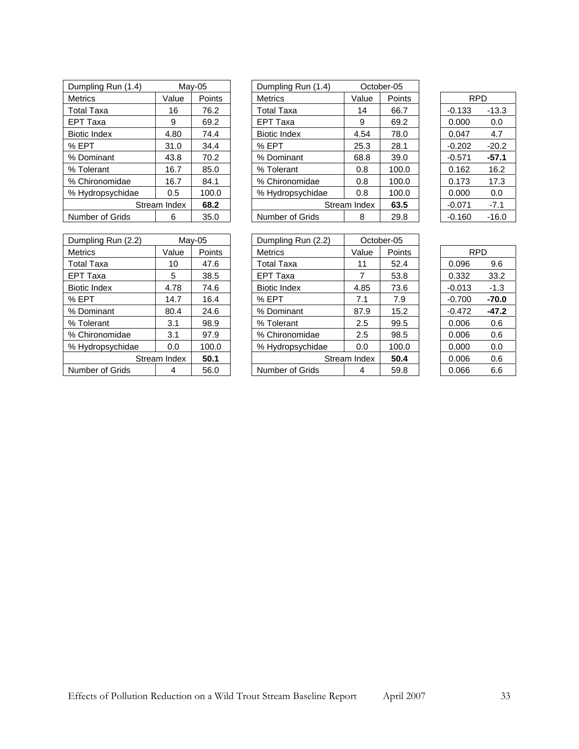| Dumpling Run (1.4) | May-05 | |
|---|---|---|
| Metrics | Value | Points |
| Total Taxa | 16 | 76.2 |
| EPT Taxa | 9 | 69.2 |
| Biotic Index | 4.80 | 74.4 |
| % EPT | 31.0 | 34.4 |
| % Dominant | 43.8 | 70.2 |
| % Tolerant | 16.7 | 85.0 |
| % Chironomidae | 16.7 | 84.1 |
| % Hydropsychidae | 0.5 | 100.0 |
| | Stream Index | **68.2** |
| Number of Grids | 6 | 35.0 |

| Dumpling Run (1.4) | October-05 | |
|---|---|---|
| Metrics | Value | Points |
| Total Taxa | 14 | 66.7 |
| EPT Taxa | 9 | 69.2 |
| Biotic Index | 4.54 | 78.0 |
| % EPT | 25.3 | 28.1 |
| % Dominant | 68.8 | 39.0 |
| % Tolerant | 0.8 | 100.0 |
| % Chironomidae | 0.8 | 100.0 |
| % Hydropsychidae | 0.8 | 100.0 |
| | Stream Index | **63.5** |
| Number of Grids | 8 | 29.8 |

| RPD | |
|---|---|
| -0.133 | -13.3 |
| 0.000 | 0.0 |
| 0.047 | 4.7 |
| -0.202 | -20.2 |
| -0.571 | **-57.1** |
| 0.162 | 16.2 |
| 0.173 | 17.3 |
| 0.000 | 0.0 |
| -0.071 | -7.1 |
| -0.160 | -16.0 |

| Dumpling Run (2.2) | May-05 | |
|---|---|---|
| Metrics | Value | Points |
| Total Taxa | 10 | 47.6 |
| EPT Taxa | 5 | 38.5 |
| Biotic Index | 4.78 | 74.6 |
| % EPT | 14.7 | 16.4 |
| % Dominant | 80.4 | 24.6 |
| % Tolerant | 3.1 | 98.9 |
| % Chironomidae | 3.1 | 97.9 |
| % Hydropsychidae | 0.0 | 100.0 |
| | Stream Index | **50.1** |
| Number of Grids | 4 | 56.0 |

| Dumpling Run (2.2) | October-05 | |
|---|---|---|
| Metrics | Value | Points |
| Total Taxa | 11 | 52.4 |
| EPT Taxa | 7 | 53.8 |
| Biotic Index | 4.85 | 73.6 |
| % EPT | 7.1 | 7.9 |
| % Dominant | 87.9 | 15.2 |
| % Tolerant | 2.5 | 99.5 |
| % Chironomidae | 2.5 | 98.5 |
| % Hydropsychidae | 0.0 | 100.0 |
| | Stream Index | **50.4** |
| Number of Grids | 4 | 59.8 |

| RPD | |
|---|---|
| 0.096 | 9.6 |
| 0.332 | 33.2 |
| -0.013 | -1.3 |
| -0.700 | **-70.0** |
| -0.472 | **-47.2** |
| 0.006 | 0.6 |
| 0.006 | 0.6 |
| 0.000 | 0.0 |
| 0.006 | 0.6 |
| 0.066 | 6.6 |